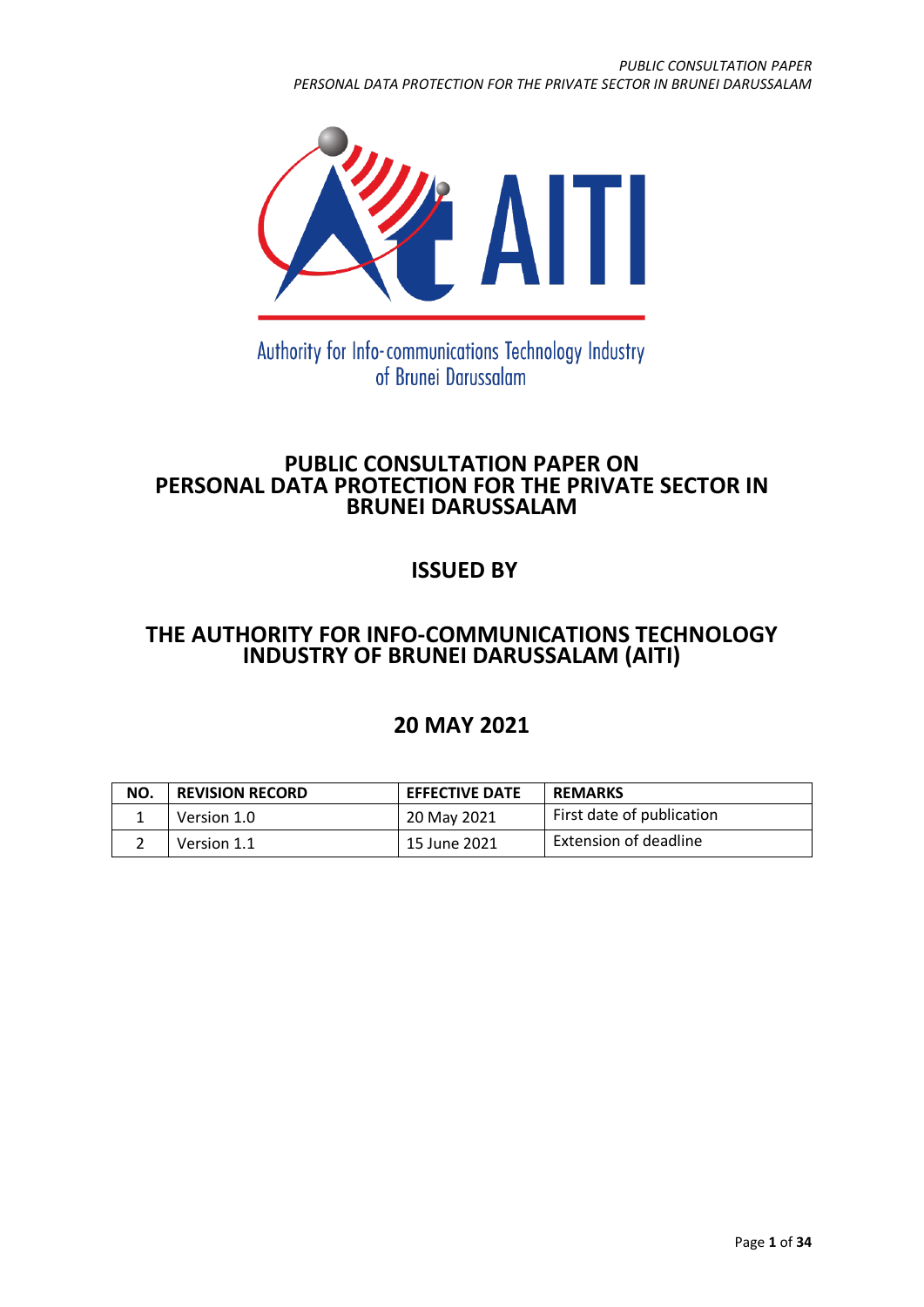Authority for Info-communications Technology Industry of Brunei Darussalam

# PUBLIC CONSULTATION PAPER ON PERSONAL DATA PROTECTION FOR THE PRIVATE SECTOR IN BRUNEI DARUSSALAM

## ISSUED BY

## THE AUTHORITY FOR INFO-COMMUNICATIONS TECHNOLOGY INDUSTRY OF BRUNEI DARUSSALAM (AITI)

## 20 MAY 2021

| NO. | REVISION RECORD | EFFECTIVE DATE | REMARKS |
|---|---|---|---|
| 1 | Version 1.0 | 20 May 2021 | First date of publication |
| 2 | Version 1.1 | 15 June 2021 | Extension of deadline |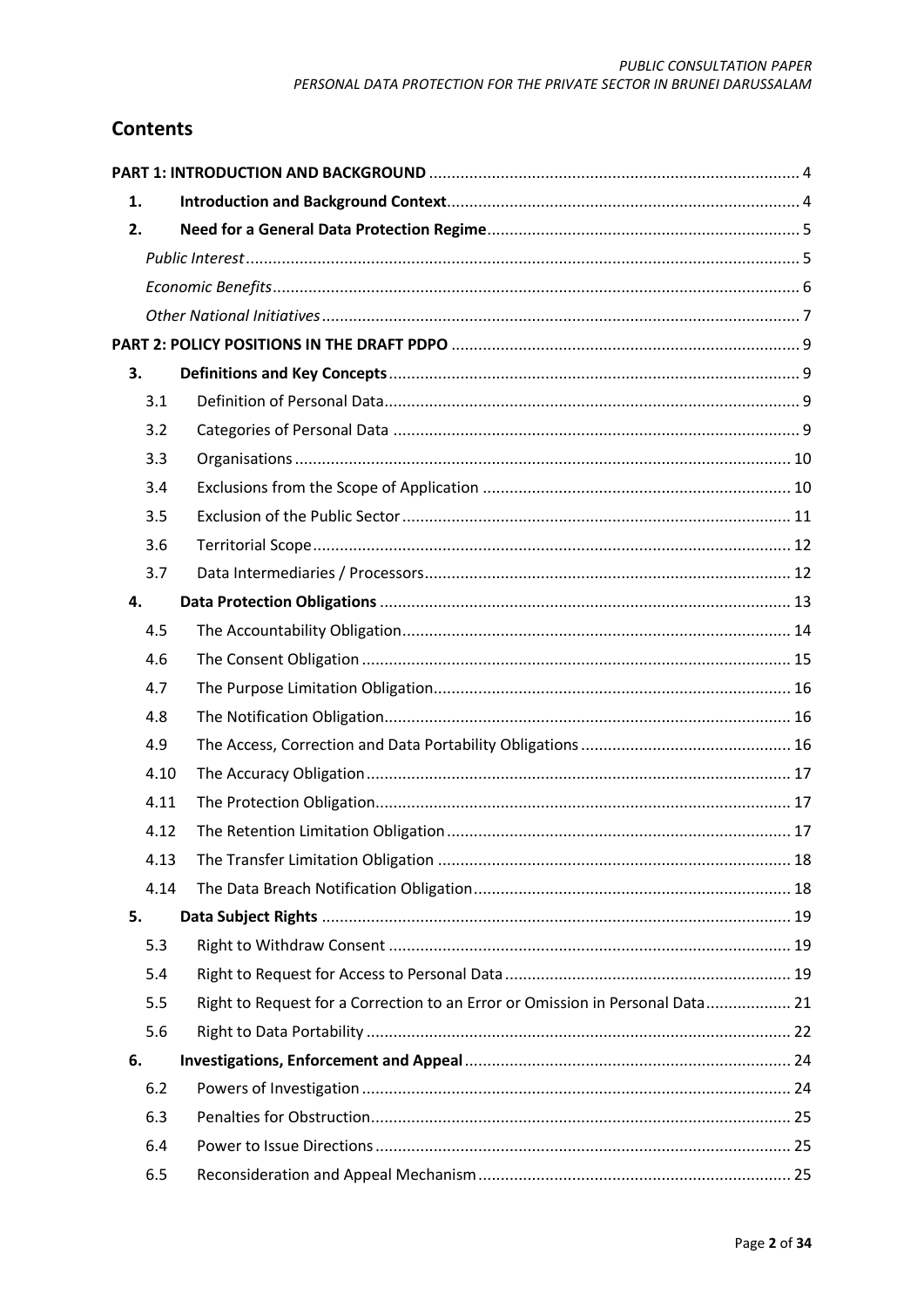## Contents

**PART 1: INTRODUCTION AND BACKGROUND** .......... 4

**1. Introduction and Background Context** .......... 4

**2. Need for a General Data Protection Regime** .......... 5

*Public Interest* .......... 5

*Economic Benefits* .......... 6

*Other National Initiatives* .......... 7

**PART 2: POLICY POSITIONS IN THE DRAFT PDPO** .......... 9

**3. Definitions and Key Concepts** .......... 9

3.1 Definition of Personal Data .......... 9

3.2 Categories of Personal Data .......... 9

3.3 Organisations .......... 10

3.4 Exclusions from the Scope of Application .......... 10

3.5 Exclusion of the Public Sector .......... 11

3.6 Territorial Scope .......... 12

3.7 Data Intermediaries / Processors .......... 12

**4. Data Protection Obligations** .......... 13

4.5 The Accountability Obligation .......... 14

4.6 The Consent Obligation .......... 15

4.7 The Purpose Limitation Obligation .......... 16

4.8 The Notification Obligation .......... 16

4.9 The Access, Correction and Data Portability Obligations .......... 16

4.10 The Accuracy Obligation .......... 17

4.11 The Protection Obligation .......... 17

4.12 The Retention Limitation Obligation .......... 17

4.13 The Transfer Limitation Obligation .......... 18

4.14 The Data Breach Notification Obligation .......... 18

**5. Data Subject Rights** .......... 19

5.3 Right to Withdraw Consent .......... 19

5.4 Right to Request for Access to Personal Data .......... 19

5.5 Right to Request for a Correction to an Error or Omission in Personal Data .......... 21

5.6 Right to Data Portability .......... 22

**6. Investigations, Enforcement and Appeal** .......... 24

6.2 Powers of Investigation .......... 24

6.3 Penalties for Obstruction .......... 25

6.4 Power to Issue Directions .......... 25

6.5 Reconsideration and Appeal Mechanism .......... 25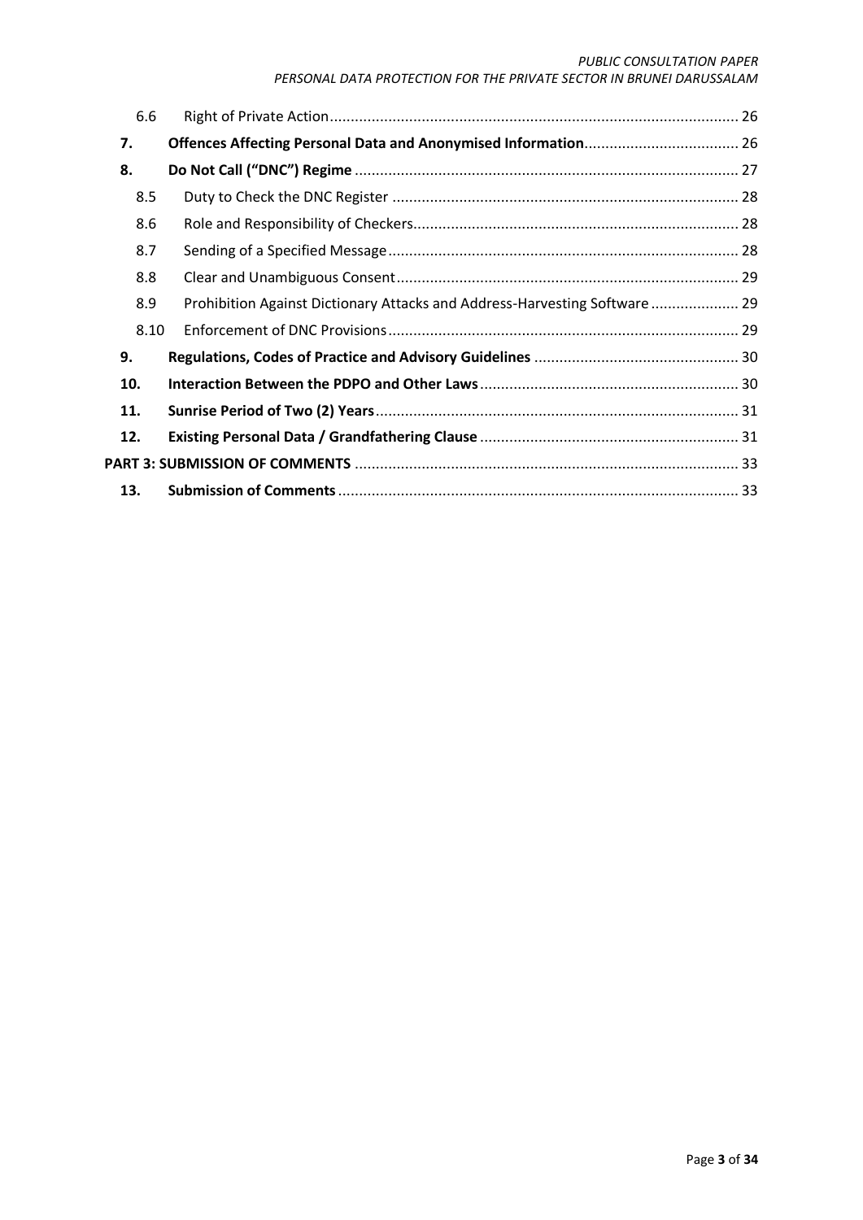| | | |
|---|---|---|
| 6.6 | Right of Private Action | 26 |
| **7.** | **Offences Affecting Personal Data and Anonymised Information** | 26 |
| **8.** | **Do Not Call ("DNC") Regime** | 27 |
| 8.5 | Duty to Check the DNC Register | 28 |
| 8.6 | Role and Responsibility of Checkers | 28 |
| 8.7 | Sending of a Specified Message | 28 |
| 8.8 | Clear and Unambiguous Consent | 29 |
| 8.9 | Prohibition Against Dictionary Attacks and Address-Harvesting Software | 29 |
| 8.10 | Enforcement of DNC Provisions | 29 |
| **9.** | **Regulations, Codes of Practice and Advisory Guidelines** | 30 |
| **10.** | **Interaction Between the PDPO and Other Laws** | 30 |
| **11.** | **Sunrise Period of Two (2) Years** | 31 |
| **12.** | **Existing Personal Data / Grandfathering Clause** | 31 |
| **PART 3: SUBMISSION OF COMMENTS** | | 33 |
| **13.** | **Submission of Comments** | 33 |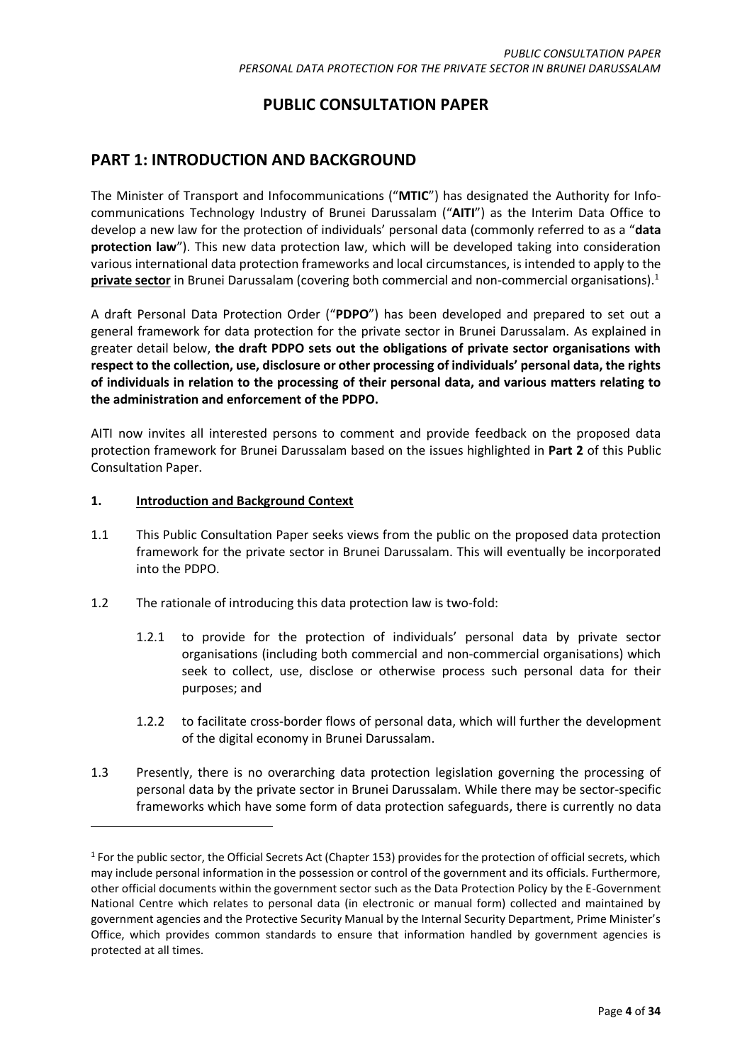# PUBLIC CONSULTATION PAPER

## PART 1: INTRODUCTION AND BACKGROUND

The Minister of Transport and Infocommunications ("**MTIC**") has designated the Authority for Info-communications Technology Industry of Brunei Darussalam ("**AITI**") as the Interim Data Office to develop a new law for the protection of individuals' personal data (commonly referred to as a "**data protection law**"). This new data protection law, which will be developed taking into consideration various international data protection frameworks and local circumstances, is intended to apply to the **private sector** in Brunei Darussalam (covering both commercial and non-commercial organisations).[1]

A draft Personal Data Protection Order ("**PDPO**") has been developed and prepared to set out a general framework for data protection for the private sector in Brunei Darussalam. As explained in greater detail below, **the draft PDPO sets out the obligations of private sector organisations with respect to the collection, use, disclosure or other processing of individuals' personal data, the rights of individuals in relation to the processing of their personal data, and various matters relating to the administration and enforcement of the PDPO.**

AITI now invites all interested persons to comment and provide feedback on the proposed data protection framework for Brunei Darussalam based on the issues highlighted in **Part 2** of this Public Consultation Paper.

### 1. Introduction and Background Context

1.1 This Public Consultation Paper seeks views from the public on the proposed data protection framework for the private sector in Brunei Darussalam. This will eventually be incorporated into the PDPO.

1.2 The rationale of introducing this data protection law is two-fold:

1.2.1 to provide for the protection of individuals' personal data by private sector organisations (including both commercial and non-commercial organisations) which seek to collect, use, disclose or otherwise process such personal data for their purposes; and

1.2.2 to facilitate cross-border flows of personal data, which will further the development of the digital economy in Brunei Darussalam.

1.3 Presently, there is no overarching data protection legislation governing the processing of personal data by the private sector in Brunei Darussalam. While there may be sector-specific frameworks which have some form of data protection safeguards, there is currently no data

---

[1] For the public sector, the Official Secrets Act (Chapter 153) provides for the protection of official secrets, which may include personal information in the possession or control of the government and its officials. Furthermore, other official documents within the government sector such as the Data Protection Policy by the E-Government National Centre which relates to personal data (in electronic or manual form) collected and maintained by government agencies and the Protective Security Manual by the Internal Security Department, Prime Minister's Office, which provides common standards to ensure that information handled by government agencies is protected at all times.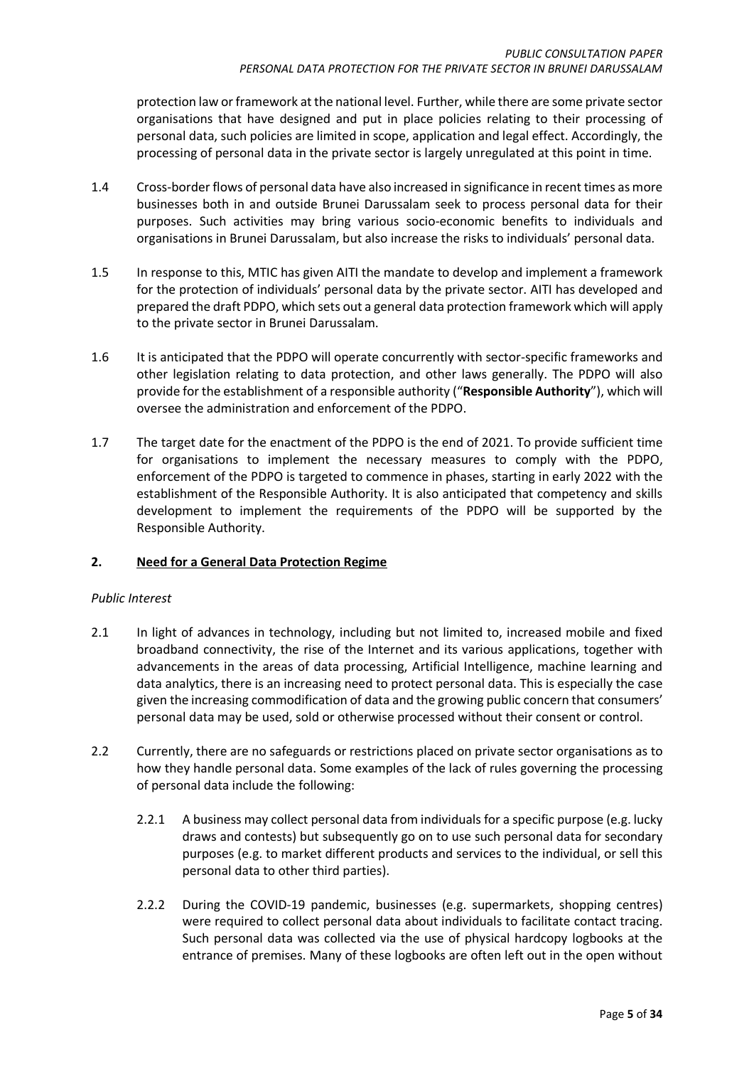protection law or framework at the national level. Further, while there are some private sector organisations that have designed and put in place policies relating to their processing of personal data, such policies are limited in scope, application and legal effect. Accordingly, the processing of personal data in the private sector is largely unregulated at this point in time.

1.4 Cross-border flows of personal data have also increased in significance in recent times as more businesses both in and outside Brunei Darussalam seek to process personal data for their purposes. Such activities may bring various socio-economic benefits to individuals and organisations in Brunei Darussalam, but also increase the risks to individuals' personal data.

1.5 In response to this, MTIC has given AITI the mandate to develop and implement a framework for the protection of individuals' personal data by the private sector. AITI has developed and prepared the draft PDPO, which sets out a general data protection framework which will apply to the private sector in Brunei Darussalam.

1.6 It is anticipated that the PDPO will operate concurrently with sector-specific frameworks and other legislation relating to data protection, and other laws generally. The PDPO will also provide for the establishment of a responsible authority ("**Responsible Authority**"), which will oversee the administration and enforcement of the PDPO.

1.7 The target date for the enactment of the PDPO is the end of 2021. To provide sufficient time for organisations to implement the necessary measures to comply with the PDPO, enforcement of the PDPO is targeted to commence in phases, starting in early 2022 with the establishment of the Responsible Authority. It is also anticipated that competency and skills development to implement the requirements of the PDPO will be supported by the Responsible Authority.

## 2. Need for a General Data Protection Regime

*Public Interest*

2.1 In light of advances in technology, including but not limited to, increased mobile and fixed broadband connectivity, the rise of the Internet and its various applications, together with advancements in the areas of data processing, Artificial Intelligence, machine learning and data analytics, there is an increasing need to protect personal data. This is especially the case given the increasing commodification of data and the growing public concern that consumers' personal data may be used, sold or otherwise processed without their consent or control.

2.2 Currently, there are no safeguards or restrictions placed on private sector organisations as to how they handle personal data. Some examples of the lack of rules governing the processing of personal data include the following:

2.2.1 A business may collect personal data from individuals for a specific purpose (e.g. lucky draws and contests) but subsequently go on to use such personal data for secondary purposes (e.g. to market different products and services to the individual, or sell this personal data to other third parties).

2.2.2 During the COVID-19 pandemic, businesses (e.g. supermarkets, shopping centres) were required to collect personal data about individuals to facilitate contact tracing. Such personal data was collected via the use of physical hardcopy logbooks at the entrance of premises. Many of these logbooks are often left out in the open without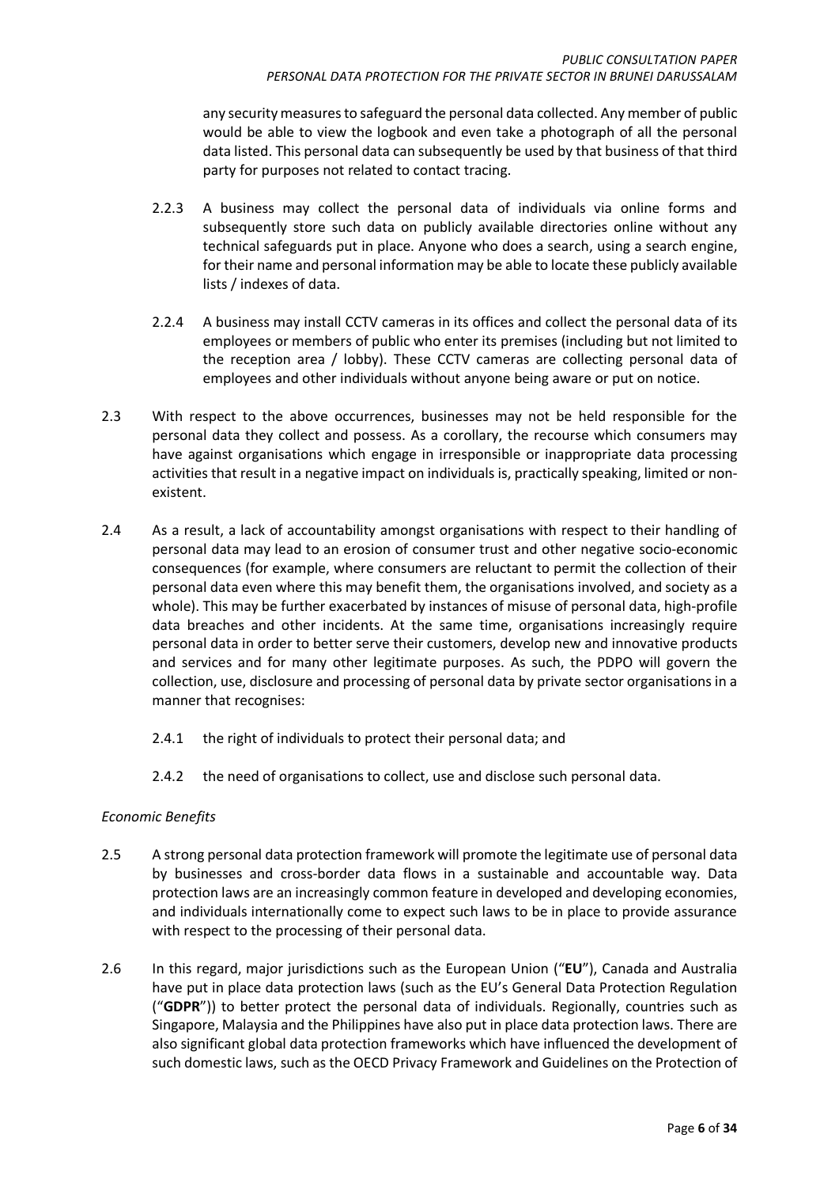any security measures to safeguard the personal data collected. Any member of public would be able to view the logbook and even take a photograph of all the personal data listed. This personal data can subsequently be used by that business of that third party for purposes not related to contact tracing.

2.2.3 A business may collect the personal data of individuals via online forms and subsequently store such data on publicly available directories online without any technical safeguards put in place. Anyone who does a search, using a search engine, for their name and personal information may be able to locate these publicly available lists / indexes of data.

2.2.4 A business may install CCTV cameras in its offices and collect the personal data of its employees or members of public who enter its premises (including but not limited to the reception area / lobby). These CCTV cameras are collecting personal data of employees and other individuals without anyone being aware or put on notice.

2.3 With respect to the above occurrences, businesses may not be held responsible for the personal data they collect and possess. As a corollary, the recourse which consumers may have against organisations which engage in irresponsible or inappropriate data processing activities that result in a negative impact on individuals is, practically speaking, limited or non-existent.

2.4 As a result, a lack of accountability amongst organisations with respect to their handling of personal data may lead to an erosion of consumer trust and other negative socio-economic consequences (for example, where consumers are reluctant to permit the collection of their personal data even where this may benefit them, the organisations involved, and society as a whole). This may be further exacerbated by instances of misuse of personal data, high-profile data breaches and other incidents. At the same time, organisations increasingly require personal data in order to better serve their customers, develop new and innovative products and services and for many other legitimate purposes. As such, the PDPO will govern the collection, use, disclosure and processing of personal data by private sector organisations in a manner that recognises:

2.4.1 the right of individuals to protect their personal data; and

2.4.2 the need of organisations to collect, use and disclose such personal data.

*Economic Benefits*

2.5 A strong personal data protection framework will promote the legitimate use of personal data by businesses and cross-border data flows in a sustainable and accountable way. Data protection laws are an increasingly common feature in developed and developing economies, and individuals internationally come to expect such laws to be in place to provide assurance with respect to the processing of their personal data.

2.6 In this regard, major jurisdictions such as the European Union ("**EU**"), Canada and Australia have put in place data protection laws (such as the EU's General Data Protection Regulation ("**GDPR**")) to better protect the personal data of individuals. Regionally, countries such as Singapore, Malaysia and the Philippines have also put in place data protection laws. There are also significant global data protection frameworks which have influenced the development of such domestic laws, such as the OECD Privacy Framework and Guidelines on the Protection of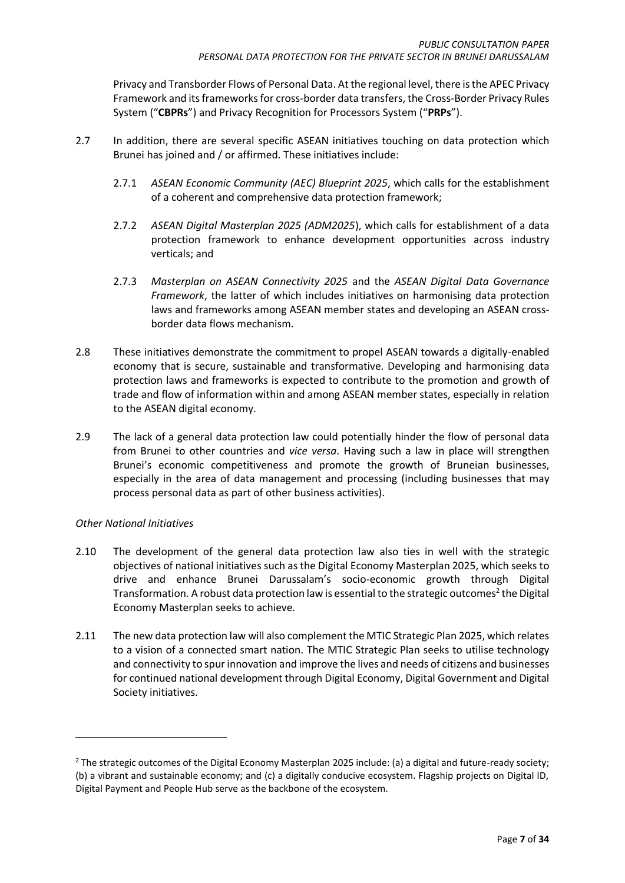Privacy and Transborder Flows of Personal Data. At the regional level, there is the APEC Privacy Framework and its frameworks for cross-border data transfers, the Cross-Border Privacy Rules System ("**CBPRs**") and Privacy Recognition for Processors System ("**PRPs**").

2.7 In addition, there are several specific ASEAN initiatives touching on data protection which Brunei has joined and / or affirmed. These initiatives include:

2.7.1 *ASEAN Economic Community (AEC) Blueprint 2025*, which calls for the establishment of a coherent and comprehensive data protection framework;

2.7.2 *ASEAN Digital Masterplan 2025 (ADM2025*), which calls for establishment of a data protection framework to enhance development opportunities across industry verticals; and

2.7.3 *Masterplan on ASEAN Connectivity 2025* and the *ASEAN Digital Data Governance Framework*, the latter of which includes initiatives on harmonising data protection laws and frameworks among ASEAN member states and developing an ASEAN cross-border data flows mechanism.

2.8 These initiatives demonstrate the commitment to propel ASEAN towards a digitally-enabled economy that is secure, sustainable and transformative. Developing and harmonising data protection laws and frameworks is expected to contribute to the promotion and growth of trade and flow of information within and among ASEAN member states, especially in relation to the ASEAN digital economy.

2.9 The lack of a general data protection law could potentially hinder the flow of personal data from Brunei to other countries and *vice versa*. Having such a law in place will strengthen Brunei's economic competitiveness and promote the growth of Bruneian businesses, especially in the area of data management and processing (including businesses that may process personal data as part of other business activities).

*Other National Initiatives*

2.10 The development of the general data protection law also ties in well with the strategic objectives of national initiatives such as the Digital Economy Masterplan 2025, which seeks to drive and enhance Brunei Darussalam's socio-economic growth through Digital Transformation. A robust data protection law is essential to the strategic outcomes[2] the Digital Economy Masterplan seeks to achieve.

2.11 The new data protection law will also complement the MTIC Strategic Plan 2025, which relates to a vision of a connected smart nation. The MTIC Strategic Plan seeks to utilise technology and connectivity to spur innovation and improve the lives and needs of citizens and businesses for continued national development through Digital Economy, Digital Government and Digital Society initiatives.

---

[2] The strategic outcomes of the Digital Economy Masterplan 2025 include: (a) a digital and future-ready society; (b) a vibrant and sustainable economy; and (c) a digitally conducive ecosystem. Flagship projects on Digital ID, Digital Payment and People Hub serve as the backbone of the ecosystem.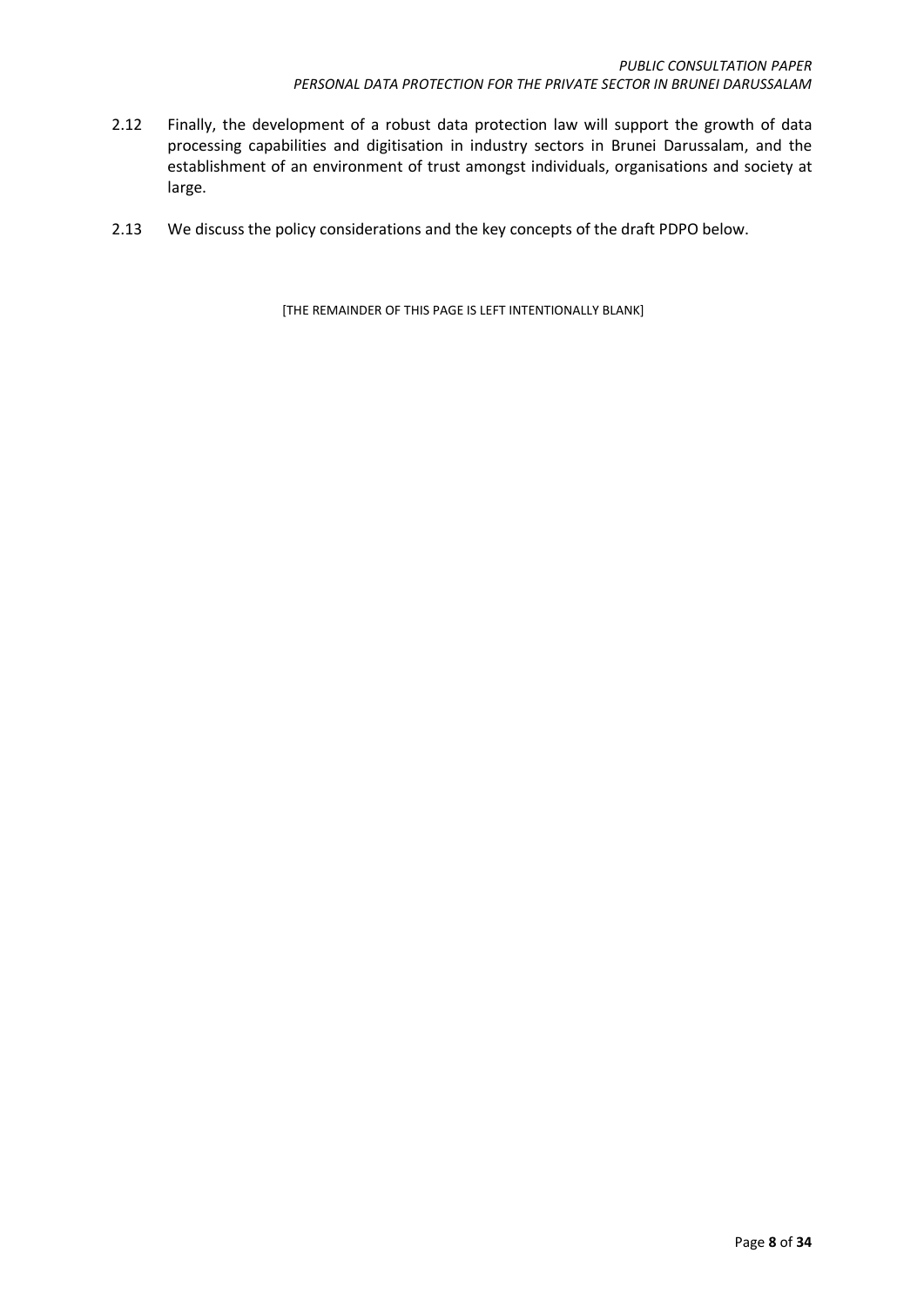2.12 Finally, the development of a robust data protection law will support the growth of data processing capabilities and digitisation in industry sectors in Brunei Darussalam, and the establishment of an environment of trust amongst individuals, organisations and society at large.

2.13 We discuss the policy considerations and the key concepts of the draft PDPO below.

[THE REMAINDER OF THIS PAGE IS LEFT INTENTIONALLY BLANK]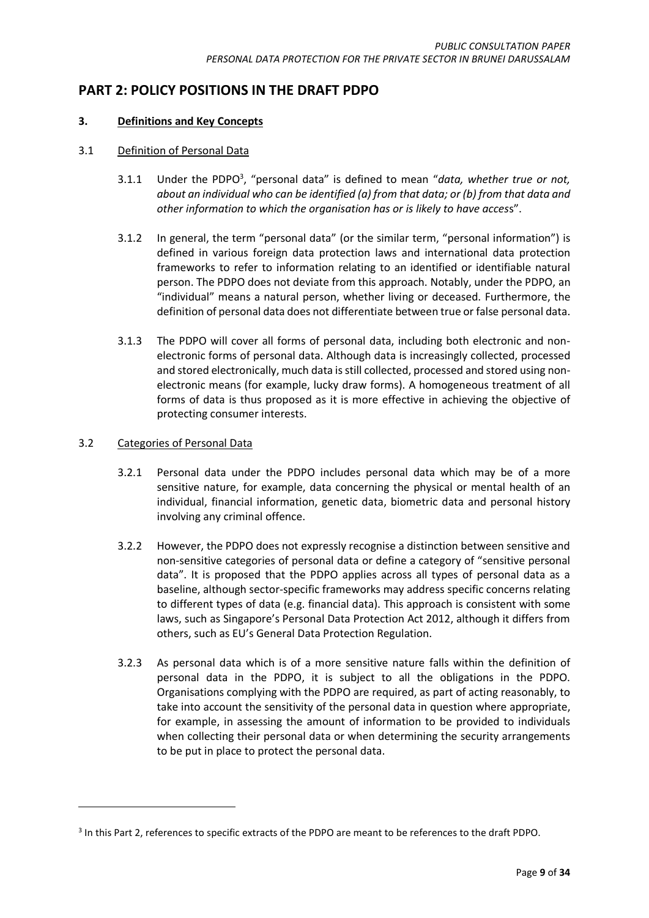## PART 2: POLICY POSITIONS IN THE DRAFT PDPO

### 3. Definitions and Key Concepts

#### 3.1 Definition of Personal Data

3.1.1 Under the PDPO[3], "personal data" is defined to mean "*data, whether true or not, about an individual who can be identified (a) from that data; or (b) from that data and other information to which the organisation has or is likely to have access*".

3.1.2 In general, the term "personal data" (or the similar term, "personal information") is defined in various foreign data protection laws and international data protection frameworks to refer to information relating to an identified or identifiable natural person. The PDPO does not deviate from this approach. Notably, under the PDPO, an "individual" means a natural person, whether living or deceased. Furthermore, the definition of personal data does not differentiate between true or false personal data.

3.1.3 The PDPO will cover all forms of personal data, including both electronic and non-electronic forms of personal data. Although data is increasingly collected, processed and stored electronically, much data is still collected, processed and stored using non-electronic means (for example, lucky draw forms). A homogeneous treatment of all forms of data is thus proposed as it is more effective in achieving the objective of protecting consumer interests.

#### 3.2 Categories of Personal Data

3.2.1 Personal data under the PDPO includes personal data which may be of a more sensitive nature, for example, data concerning the physical or mental health of an individual, financial information, genetic data, biometric data and personal history involving any criminal offence.

3.2.2 However, the PDPO does not expressly recognise a distinction between sensitive and non-sensitive categories of personal data or define a category of "sensitive personal data". It is proposed that the PDPO applies across all types of personal data as a baseline, although sector-specific frameworks may address specific concerns relating to different types of data (e.g. financial data). This approach is consistent with some laws, such as Singapore's Personal Data Protection Act 2012, although it differs from others, such as EU's General Data Protection Regulation.

3.2.3 As personal data which is of a more sensitive nature falls within the definition of personal data in the PDPO, it is subject to all the obligations in the PDPO. Organisations complying with the PDPO are required, as part of acting reasonably, to take into account the sensitivity of the personal data in question where appropriate, for example, in assessing the amount of information to be provided to individuals when collecting their personal data or when determining the security arrangements to be put in place to protect the personal data.

---

[3] In this Part 2, references to specific extracts of the PDPO are meant to be references to the draft PDPO.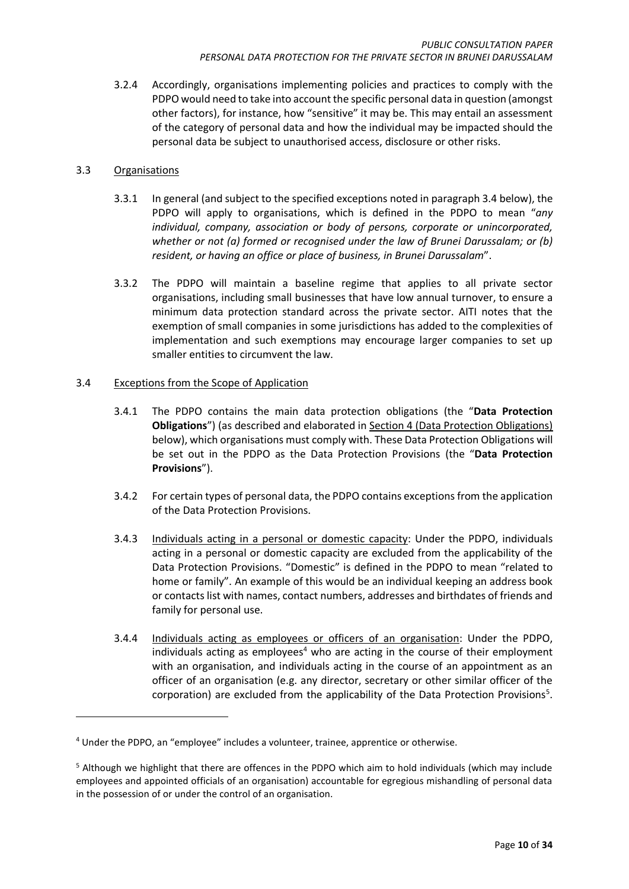3.2.4 Accordingly, organisations implementing policies and practices to comply with the PDPO would need to take into account the specific personal data in question (amongst other factors), for instance, how "sensitive" it may be. This may entail an assessment of the category of personal data and how the individual may be impacted should the personal data be subject to unauthorised access, disclosure or other risks.

3.3 Organisations

3.3.1 In general (and subject to the specified exceptions noted in paragraph 3.4 below), the PDPO will apply to organisations, which is defined in the PDPO to mean "*any individual, company, association or body of persons, corporate or unincorporated, whether or not (a) formed or recognised under the law of Brunei Darussalam; or (b) resident, or having an office or place of business, in Brunei Darussalam*".

3.3.2 The PDPO will maintain a baseline regime that applies to all private sector organisations, including small businesses that have low annual turnover, to ensure a minimum data protection standard across the private sector. AITI notes that the exemption of small companies in some jurisdictions has added to the complexities of implementation and such exemptions may encourage larger companies to set up smaller entities to circumvent the law.

3.4 Exceptions from the Scope of Application

3.4.1 The PDPO contains the main data protection obligations (the "**Data Protection Obligations**") (as described and elaborated in Section 4 (Data Protection Obligations) below), which organisations must comply with. These Data Protection Obligations will be set out in the PDPO as the Data Protection Provisions (the "**Data Protection Provisions**").

3.4.2 For certain types of personal data, the PDPO contains exceptions from the application of the Data Protection Provisions.

3.4.3 Individuals acting in a personal or domestic capacity: Under the PDPO, individuals acting in a personal or domestic capacity are excluded from the applicability of the Data Protection Provisions. "Domestic" is defined in the PDPO to mean "related to home or family". An example of this would be an individual keeping an address book or contacts list with names, contact numbers, addresses and birthdates of friends and family for personal use.

3.4.4 Individuals acting as employees or officers of an organisation: Under the PDPO, individuals acting as employees[4] who are acting in the course of their employment with an organisation, and individuals acting in the course of an appointment as an officer of an organisation (e.g. any director, secretary or other similar officer of the corporation) are excluded from the applicability of the Data Protection Provisions[5].

[4] Under the PDPO, an "employee" includes a volunteer, trainee, apprentice or otherwise.

[5] Although we highlight that there are offences in the PDPO which aim to hold individuals (which may include employees and appointed officials of an organisation) accountable for egregious mishandling of personal data in the possession of or under the control of an organisation.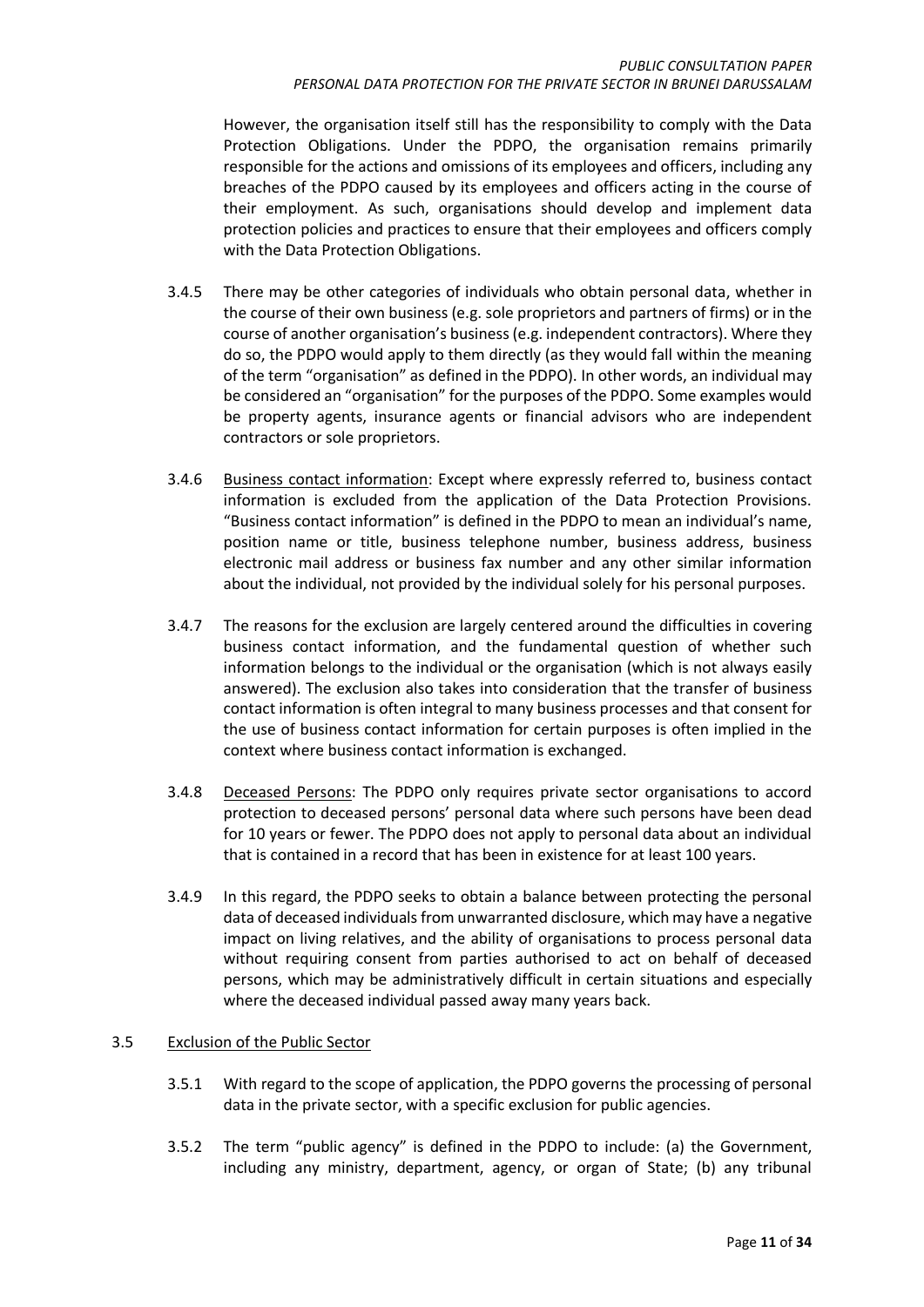However, the organisation itself still has the responsibility to comply with the Data Protection Obligations. Under the PDPO, the organisation remains primarily responsible for the actions and omissions of its employees and officers, including any breaches of the PDPO caused by its employees and officers acting in the course of their employment. As such, organisations should develop and implement data protection policies and practices to ensure that their employees and officers comply with the Data Protection Obligations.

3.4.5 There may be other categories of individuals who obtain personal data, whether in the course of their own business (e.g. sole proprietors and partners of firms) or in the course of another organisation's business (e.g. independent contractors). Where they do so, the PDPO would apply to them directly (as they would fall within the meaning of the term "organisation" as defined in the PDPO). In other words, an individual may be considered an "organisation" for the purposes of the PDPO. Some examples would be property agents, insurance agents or financial advisors who are independent contractors or sole proprietors.

3.4.6 Business contact information: Except where expressly referred to, business contact information is excluded from the application of the Data Protection Provisions. "Business contact information" is defined in the PDPO to mean an individual's name, position name or title, business telephone number, business address, business electronic mail address or business fax number and any other similar information about the individual, not provided by the individual solely for his personal purposes.

3.4.7 The reasons for the exclusion are largely centered around the difficulties in covering business contact information, and the fundamental question of whether such information belongs to the individual or the organisation (which is not always easily answered). The exclusion also takes into consideration that the transfer of business contact information is often integral to many business processes and that consent for the use of business contact information for certain purposes is often implied in the context where business contact information is exchanged.

3.4.8 Deceased Persons: The PDPO only requires private sector organisations to accord protection to deceased persons' personal data where such persons have been dead for 10 years or fewer. The PDPO does not apply to personal data about an individual that is contained in a record that has been in existence for at least 100 years.

3.4.9 In this regard, the PDPO seeks to obtain a balance between protecting the personal data of deceased individuals from unwarranted disclosure, which may have a negative impact on living relatives, and the ability of organisations to process personal data without requiring consent from parties authorised to act on behalf of deceased persons, which may be administratively difficult in certain situations and especially where the deceased individual passed away many years back.

### 3.5 Exclusion of the Public Sector

3.5.1 With regard to the scope of application, the PDPO governs the processing of personal data in the private sector, with a specific exclusion for public agencies.

3.5.2 The term "public agency" is defined in the PDPO to include: (a) the Government, including any ministry, department, agency, or organ of State; (b) any tribunal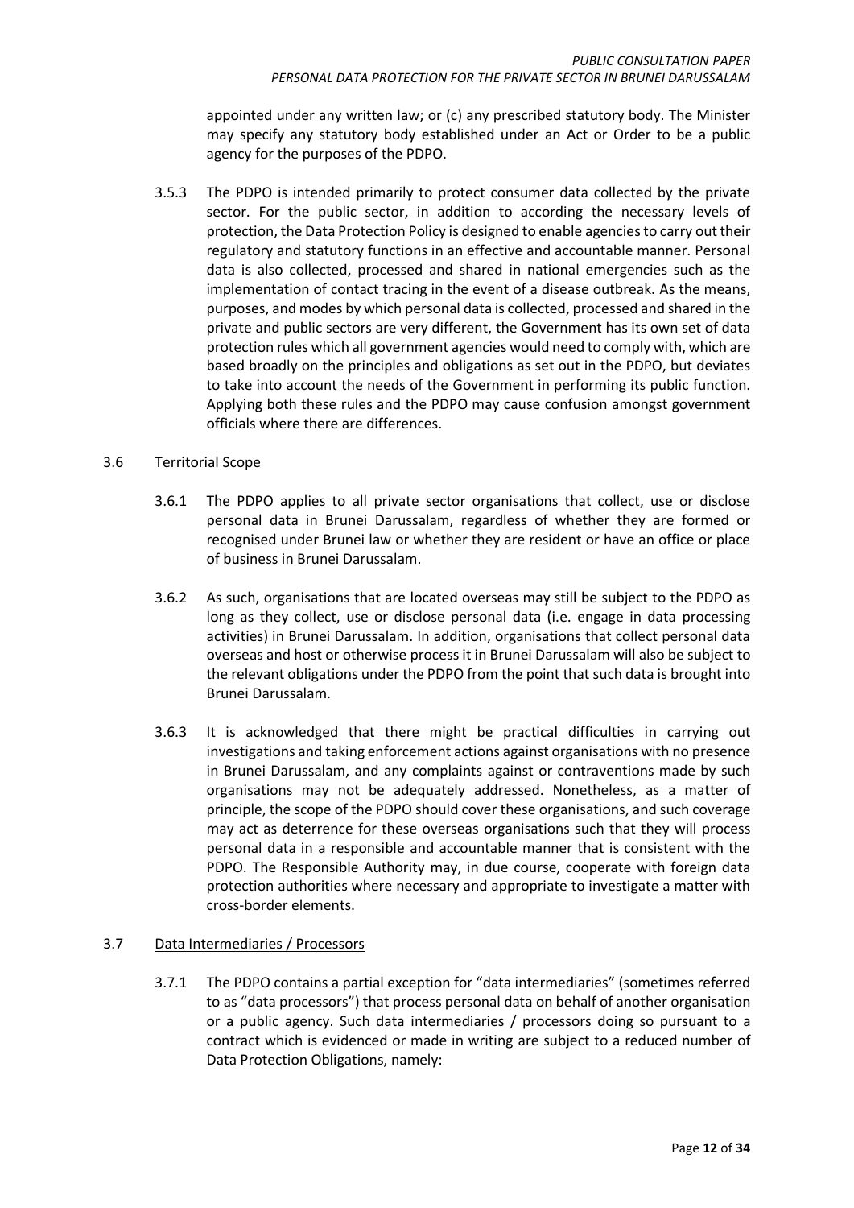appointed under any written law; or (c) any prescribed statutory body. The Minister may specify any statutory body established under an Act or Order to be a public agency for the purposes of the PDPO.

3.5.3 The PDPO is intended primarily to protect consumer data collected by the private sector. For the public sector, in addition to according the necessary levels of protection, the Data Protection Policy is designed to enable agencies to carry out their regulatory and statutory functions in an effective and accountable manner. Personal data is also collected, processed and shared in national emergencies such as the implementation of contact tracing in the event of a disease outbreak. As the means, purposes, and modes by which personal data is collected, processed and shared in the private and public sectors are very different, the Government has its own set of data protection rules which all government agencies would need to comply with, which are based broadly on the principles and obligations as set out in the PDPO, but deviates to take into account the needs of the Government in performing its public function. Applying both these rules and the PDPO may cause confusion amongst government officials where there are differences.

3.6 Territorial Scope

3.6.1 The PDPO applies to all private sector organisations that collect, use or disclose personal data in Brunei Darussalam, regardless of whether they are formed or recognised under Brunei law or whether they are resident or have an office or place of business in Brunei Darussalam.

3.6.2 As such, organisations that are located overseas may still be subject to the PDPO as long as they collect, use or disclose personal data (i.e. engage in data processing activities) in Brunei Darussalam. In addition, organisations that collect personal data overseas and host or otherwise process it in Brunei Darussalam will also be subject to the relevant obligations under the PDPO from the point that such data is brought into Brunei Darussalam.

3.6.3 It is acknowledged that there might be practical difficulties in carrying out investigations and taking enforcement actions against organisations with no presence in Brunei Darussalam, and any complaints against or contraventions made by such organisations may not be adequately addressed. Nonetheless, as a matter of principle, the scope of the PDPO should cover these organisations, and such coverage may act as deterrence for these overseas organisations such that they will process personal data in a responsible and accountable manner that is consistent with the PDPO. The Responsible Authority may, in due course, cooperate with foreign data protection authorities where necessary and appropriate to investigate a matter with cross-border elements.

3.7 Data Intermediaries / Processors

3.7.1 The PDPO contains a partial exception for "data intermediaries" (sometimes referred to as "data processors") that process personal data on behalf of another organisation or a public agency. Such data intermediaries / processors doing so pursuant to a contract which is evidenced or made in writing are subject to a reduced number of Data Protection Obligations, namely: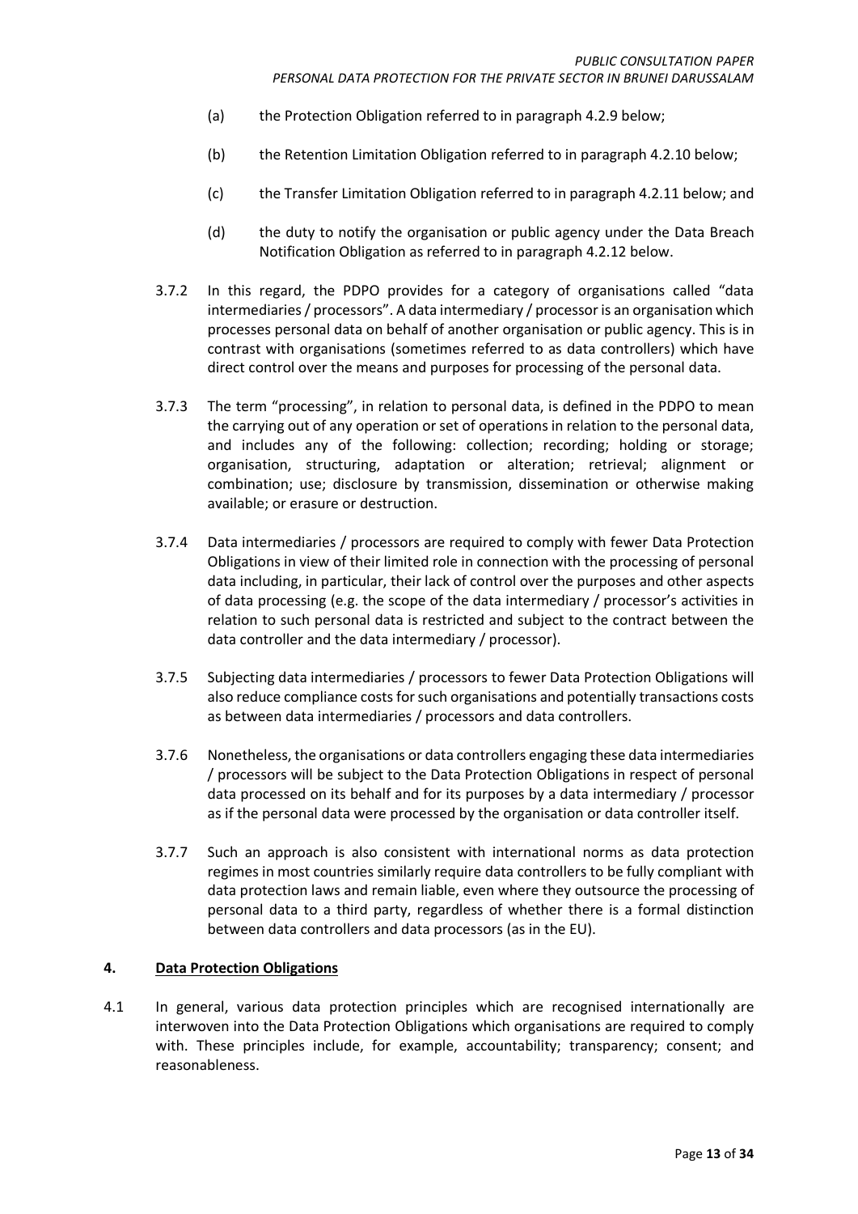(a) the Protection Obligation referred to in paragraph 4.2.9 below;

(b) the Retention Limitation Obligation referred to in paragraph 4.2.10 below;

(c) the Transfer Limitation Obligation referred to in paragraph 4.2.11 below; and

(d) the duty to notify the organisation or public agency under the Data Breach Notification Obligation as referred to in paragraph 4.2.12 below.

3.7.2 In this regard, the PDPO provides for a category of organisations called "data intermediaries / processors". A data intermediary / processor is an organisation which processes personal data on behalf of another organisation or public agency. This is in contrast with organisations (sometimes referred to as data controllers) which have direct control over the means and purposes for processing of the personal data.

3.7.3 The term "processing", in relation to personal data, is defined in the PDPO to mean the carrying out of any operation or set of operations in relation to the personal data, and includes any of the following: collection; recording; holding or storage; organisation, structuring, adaptation or alteration; retrieval; alignment or combination; use; disclosure by transmission, dissemination or otherwise making available; or erasure or destruction.

3.7.4 Data intermediaries / processors are required to comply with fewer Data Protection Obligations in view of their limited role in connection with the processing of personal data including, in particular, their lack of control over the purposes and other aspects of data processing (e.g. the scope of the data intermediary / processor's activities in relation to such personal data is restricted and subject to the contract between the data controller and the data intermediary / processor).

3.7.5 Subjecting data intermediaries / processors to fewer Data Protection Obligations will also reduce compliance costs for such organisations and potentially transactions costs as between data intermediaries / processors and data controllers.

3.7.6 Nonetheless, the organisations or data controllers engaging these data intermediaries / processors will be subject to the Data Protection Obligations in respect of personal data processed on its behalf and for its purposes by a data intermediary / processor as if the personal data were processed by the organisation or data controller itself.

3.7.7 Such an approach is also consistent with international norms as data protection regimes in most countries similarly require data controllers to be fully compliant with data protection laws and remain liable, even where they outsource the processing of personal data to a third party, regardless of whether there is a formal distinction between data controllers and data processors (as in the EU).

## 4. Data Protection Obligations

4.1 In general, various data protection principles which are recognised internationally are interwoven into the Data Protection Obligations which organisations are required to comply with. These principles include, for example, accountability; transparency; consent; and reasonableness.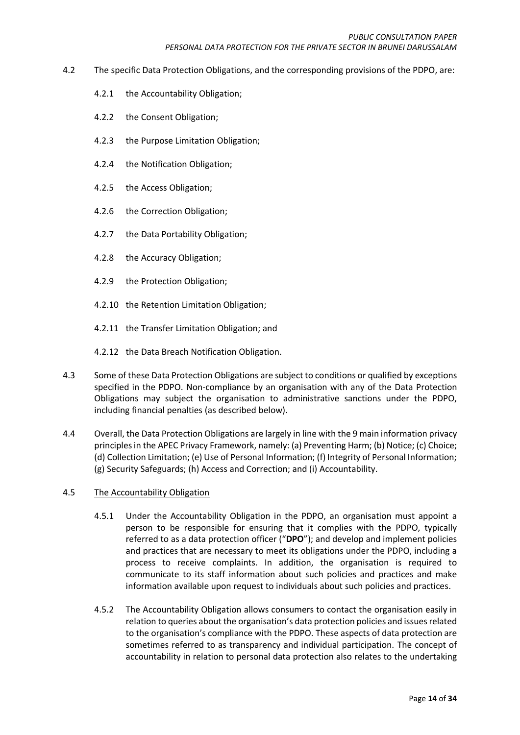4.2 The specific Data Protection Obligations, and the corresponding provisions of the PDPO, are:

4.2.1 the Accountability Obligation;

4.2.2 the Consent Obligation;

4.2.3 the Purpose Limitation Obligation;

4.2.4 the Notification Obligation;

4.2.5 the Access Obligation;

4.2.6 the Correction Obligation;

4.2.7 the Data Portability Obligation;

4.2.8 the Accuracy Obligation;

4.2.9 the Protection Obligation;

4.2.10 the Retention Limitation Obligation;

4.2.11 the Transfer Limitation Obligation; and

4.2.12 the Data Breach Notification Obligation.

4.3 Some of these Data Protection Obligations are subject to conditions or qualified by exceptions specified in the PDPO. Non-compliance by an organisation with any of the Data Protection Obligations may subject the organisation to administrative sanctions under the PDPO, including financial penalties (as described below).

4.4 Overall, the Data Protection Obligations are largely in line with the 9 main information privacy principles in the APEC Privacy Framework, namely: (a) Preventing Harm; (b) Notice; (c) Choice; (d) Collection Limitation; (e) Use of Personal Information; (f) Integrity of Personal Information; (g) Security Safeguards; (h) Access and Correction; and (i) Accountability.

4.5 <u>The Accountability Obligation</u>

4.5.1 Under the Accountability Obligation in the PDPO, an organisation must appoint a person to be responsible for ensuring that it complies with the PDPO, typically referred to as a data protection officer ("**DPO**"); and develop and implement policies and practices that are necessary to meet its obligations under the PDPO, including a process to receive complaints. In addition, the organisation is required to communicate to its staff information about such policies and practices and make information available upon request to individuals about such policies and practices.

4.5.2 The Accountability Obligation allows consumers to contact the organisation easily in relation to queries about the organisation's data protection policies and issues related to the organisation's compliance with the PDPO. These aspects of data protection are sometimes referred to as transparency and individual participation. The concept of accountability in relation to personal data protection also relates to the undertaking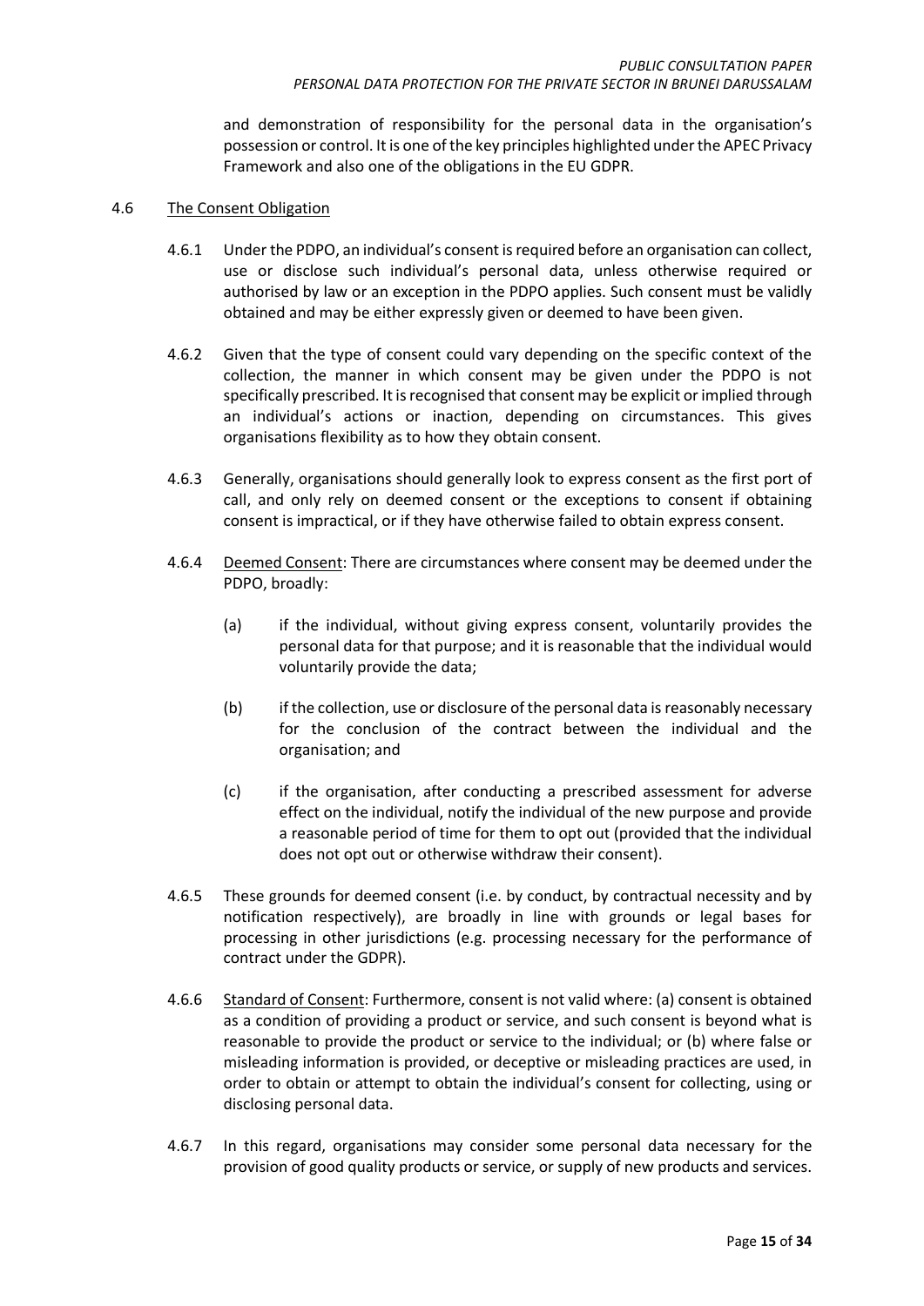and demonstration of responsibility for the personal data in the organisation's possession or control. It is one of the key principles highlighted under the APEC Privacy Framework and also one of the obligations in the EU GDPR.

4.6 <u>The Consent Obligation</u>

4.6.1 Under the PDPO, an individual's consent is required before an organisation can collect, use or disclose such individual's personal data, unless otherwise required or authorised by law or an exception in the PDPO applies. Such consent must be validly obtained and may be either expressly given or deemed to have been given.

4.6.2 Given that the type of consent could vary depending on the specific context of the collection, the manner in which consent may be given under the PDPO is not specifically prescribed. It is recognised that consent may be explicit or implied through an individual's actions or inaction, depending on circumstances. This gives organisations flexibility as to how they obtain consent.

4.6.3 Generally, organisations should generally look to express consent as the first port of call, and only rely on deemed consent or the exceptions to consent if obtaining consent is impractical, or if they have otherwise failed to obtain express consent.

4.6.4 <u>Deemed Consent</u>: There are circumstances where consent may be deemed under the PDPO, broadly:

(a) if the individual, without giving express consent, voluntarily provides the personal data for that purpose; and it is reasonable that the individual would voluntarily provide the data;

(b) if the collection, use or disclosure of the personal data is reasonably necessary for the conclusion of the contract between the individual and the organisation; and

(c) if the organisation, after conducting a prescribed assessment for adverse effect on the individual, notify the individual of the new purpose and provide a reasonable period of time for them to opt out (provided that the individual does not opt out or otherwise withdraw their consent).

4.6.5 These grounds for deemed consent (i.e. by conduct, by contractual necessity and by notification respectively), are broadly in line with grounds or legal bases for processing in other jurisdictions (e.g. processing necessary for the performance of contract under the GDPR).

4.6.6 <u>Standard of Consent</u>: Furthermore, consent is not valid where: (a) consent is obtained as a condition of providing a product or service, and such consent is beyond what is reasonable to provide the product or service to the individual; or (b) where false or misleading information is provided, or deceptive or misleading practices are used, in order to obtain or attempt to obtain the individual's consent for collecting, using or disclosing personal data.

4.6.7 In this regard, organisations may consider some personal data necessary for the provision of good quality products or service, or supply of new products and services.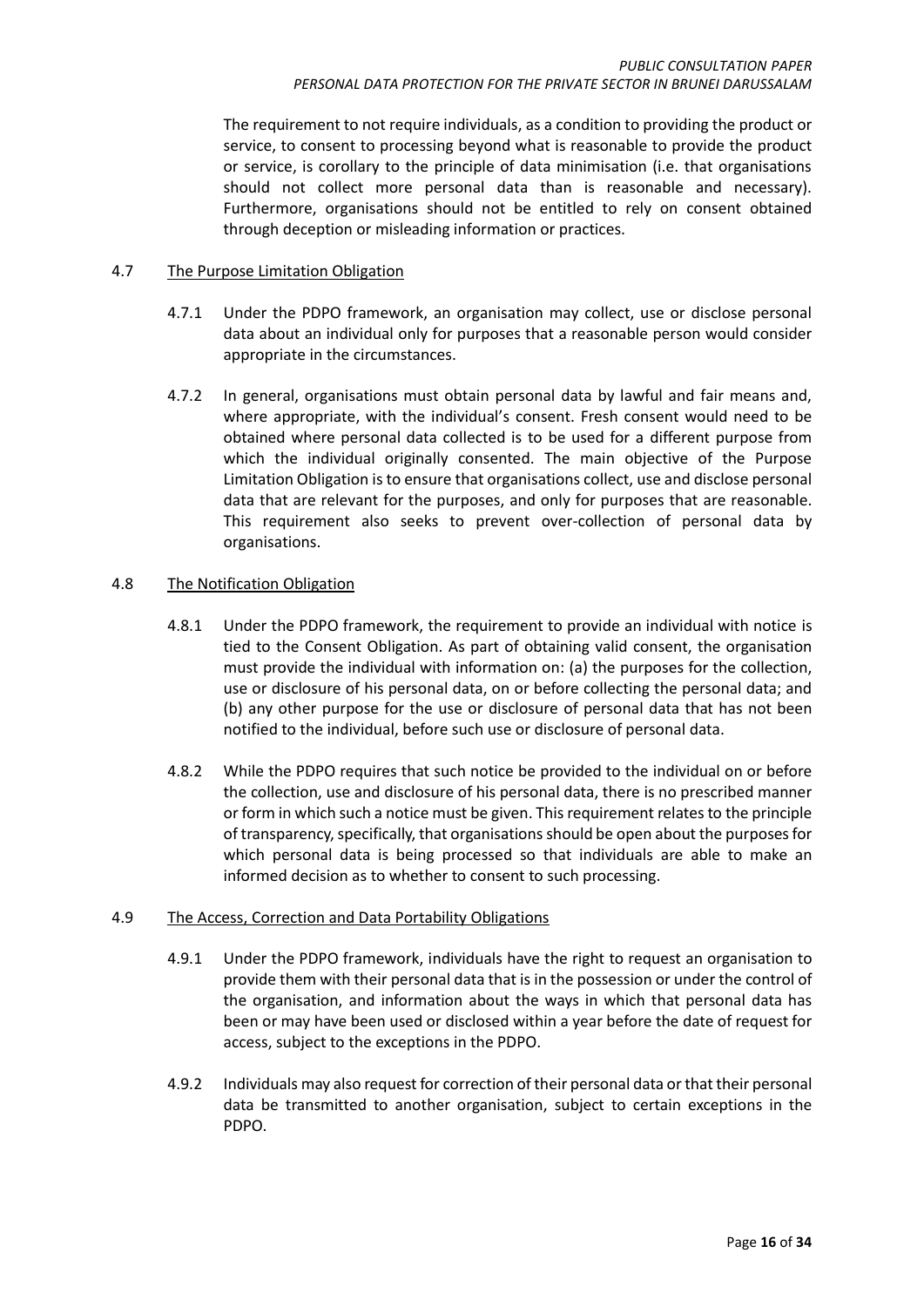The requirement to not require individuals, as a condition to providing the product or service, to consent to processing beyond what is reasonable to provide the product or service, is corollary to the principle of data minimisation (i.e. that organisations should not collect more personal data than is reasonable and necessary). Furthermore, organisations should not be entitled to rely on consent obtained through deception or misleading information or practices.

### 4.7 The Purpose Limitation Obligation

4.7.1 Under the PDPO framework, an organisation may collect, use or disclose personal data about an individual only for purposes that a reasonable person would consider appropriate in the circumstances.

4.7.2 In general, organisations must obtain personal data by lawful and fair means and, where appropriate, with the individual's consent. Fresh consent would need to be obtained where personal data collected is to be used for a different purpose from which the individual originally consented. The main objective of the Purpose Limitation Obligation is to ensure that organisations collect, use and disclose personal data that are relevant for the purposes, and only for purposes that are reasonable. This requirement also seeks to prevent over-collection of personal data by organisations.

### 4.8 The Notification Obligation

4.8.1 Under the PDPO framework, the requirement to provide an individual with notice is tied to the Consent Obligation. As part of obtaining valid consent, the organisation must provide the individual with information on: (a) the purposes for the collection, use or disclosure of his personal data, on or before collecting the personal data; and (b) any other purpose for the use or disclosure of personal data that has not been notified to the individual, before such use or disclosure of personal data.

4.8.2 While the PDPO requires that such notice be provided to the individual on or before the collection, use and disclosure of his personal data, there is no prescribed manner or form in which such a notice must be given. This requirement relates to the principle of transparency, specifically, that organisations should be open about the purposes for which personal data is being processed so that individuals are able to make an informed decision as to whether to consent to such processing.

### 4.9 The Access, Correction and Data Portability Obligations

4.9.1 Under the PDPO framework, individuals have the right to request an organisation to provide them with their personal data that is in the possession or under the control of the organisation, and information about the ways in which that personal data has been or may have been used or disclosed within a year before the date of request for access, subject to the exceptions in the PDPO.

4.9.2 Individuals may also request for correction of their personal data or that their personal data be transmitted to another organisation, subject to certain exceptions in the PDPO.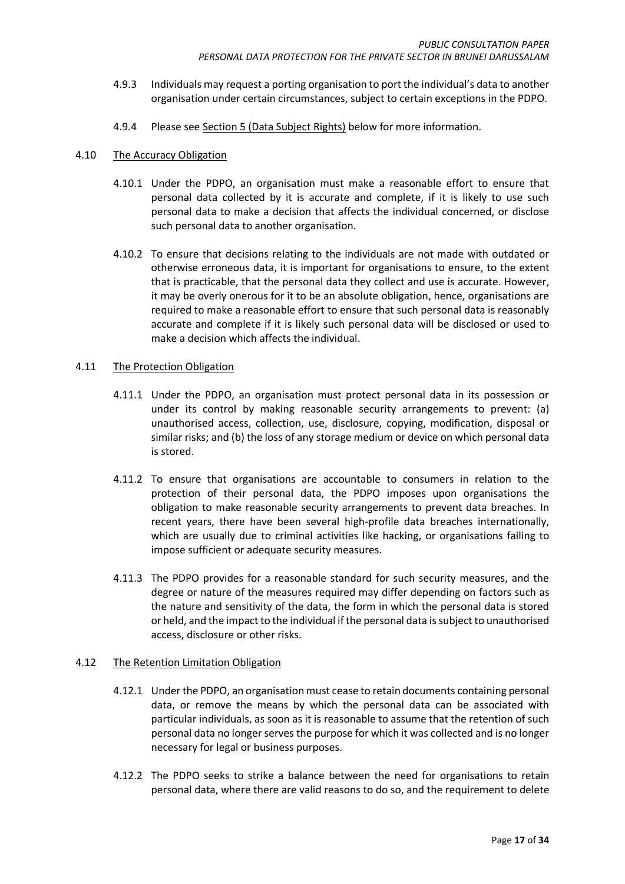4.9.3 Individuals may request a porting organisation to port the individual's data to another organisation under certain circumstances, subject to certain exceptions in the PDPO.

4.9.4 Please see Section 5 (Data Subject Rights) below for more information.

### 4.10 The Accuracy Obligation

4.10.1 Under the PDPO, an organisation must make a reasonable effort to ensure that personal data collected by it is accurate and complete, if it is likely to use such personal data to make a decision that affects the individual concerned, or disclose such personal data to another organisation.

4.10.2 To ensure that decisions relating to the individuals are not made with outdated or otherwise erroneous data, it is important for organisations to ensure, to the extent that is practicable, that the personal data they collect and use is accurate. However, it may be overly onerous for it to be an absolute obligation, hence, organisations are required to make a reasonable effort to ensure that such personal data is reasonably accurate and complete if it is likely such personal data will be disclosed or used to make a decision which affects the individual.

### 4.11 The Protection Obligation

4.11.1 Under the PDPO, an organisation must protect personal data in its possession or under its control by making reasonable security arrangements to prevent: (a) unauthorised access, collection, use, disclosure, copying, modification, disposal or similar risks; and (b) the loss of any storage medium or device on which personal data is stored.

4.11.2 To ensure that organisations are accountable to consumers in relation to the protection of their personal data, the PDPO imposes upon organisations the obligation to make reasonable security arrangements to prevent data breaches. In recent years, there have been several high-profile data breaches internationally, which are usually due to criminal activities like hacking, or organisations failing to impose sufficient or adequate security measures.

4.11.3 The PDPO provides for a reasonable standard for such security measures, and the degree or nature of the measures required may differ depending on factors such as the nature and sensitivity of the data, the form in which the personal data is stored or held, and the impact to the individual if the personal data is subject to unauthorised access, disclosure or other risks.

### 4.12 The Retention Limitation Obligation

4.12.1 Under the PDPO, an organisation must cease to retain documents containing personal data, or remove the means by which the personal data can be associated with particular individuals, as soon as it is reasonable to assume that the retention of such personal data no longer serves the purpose for which it was collected and is no longer necessary for legal or business purposes.

4.12.2 The PDPO seeks to strike a balance between the need for organisations to retain personal data, where there are valid reasons to do so, and the requirement to delete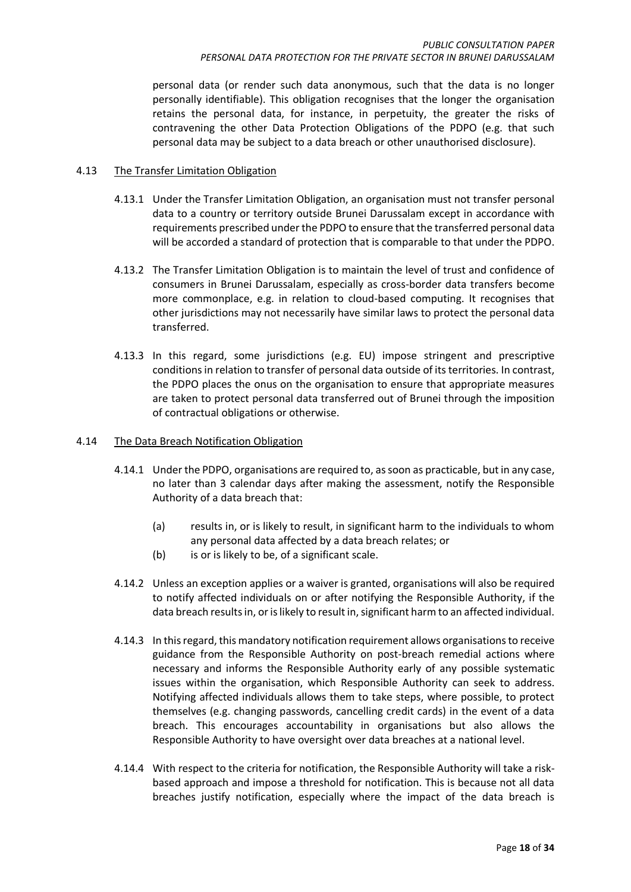personal data (or render such data anonymous, such that the data is no longer personally identifiable). This obligation recognises that the longer the organisation retains the personal data, for instance, in perpetuity, the greater the risks of contravening the other Data Protection Obligations of the PDPO (e.g. that such personal data may be subject to a data breach or other unauthorised disclosure).

4.13 <u>The Transfer Limitation Obligation</u>

4.13.1 Under the Transfer Limitation Obligation, an organisation must not transfer personal data to a country or territory outside Brunei Darussalam except in accordance with requirements prescribed under the PDPO to ensure that the transferred personal data will be accorded a standard of protection that is comparable to that under the PDPO.

4.13.2 The Transfer Limitation Obligation is to maintain the level of trust and confidence of consumers in Brunei Darussalam, especially as cross-border data transfers become more commonplace, e.g. in relation to cloud-based computing. It recognises that other jurisdictions may not necessarily have similar laws to protect the personal data transferred.

4.13.3 In this regard, some jurisdictions (e.g. EU) impose stringent and prescriptive conditions in relation to transfer of personal data outside of its territories. In contrast, the PDPO places the onus on the organisation to ensure that appropriate measures are taken to protect personal data transferred out of Brunei through the imposition of contractual obligations or otherwise.

4.14 <u>The Data Breach Notification Obligation</u>

4.14.1 Under the PDPO, organisations are required to, as soon as practicable, but in any case, no later than 3 calendar days after making the assessment, notify the Responsible Authority of a data breach that:

(a) results in, or is likely to result, in significant harm to the individuals to whom any personal data affected by a data breach relates; or

(b) is or is likely to be, of a significant scale.

4.14.2 Unless an exception applies or a waiver is granted, organisations will also be required to notify affected individuals on or after notifying the Responsible Authority, if the data breach results in, or is likely to result in, significant harm to an affected individual.

4.14.3 In this regard, this mandatory notification requirement allows organisations to receive guidance from the Responsible Authority on post-breach remedial actions where necessary and informs the Responsible Authority early of any possible systematic issues within the organisation, which Responsible Authority can seek to address. Notifying affected individuals allows them to take steps, where possible, to protect themselves (e.g. changing passwords, cancelling credit cards) in the event of a data breach. This encourages accountability in organisations but also allows the Responsible Authority to have oversight over data breaches at a national level.

4.14.4 With respect to the criteria for notification, the Responsible Authority will take a risk-based approach and impose a threshold for notification. This is because not all data breaches justify notification, especially where the impact of the data breach is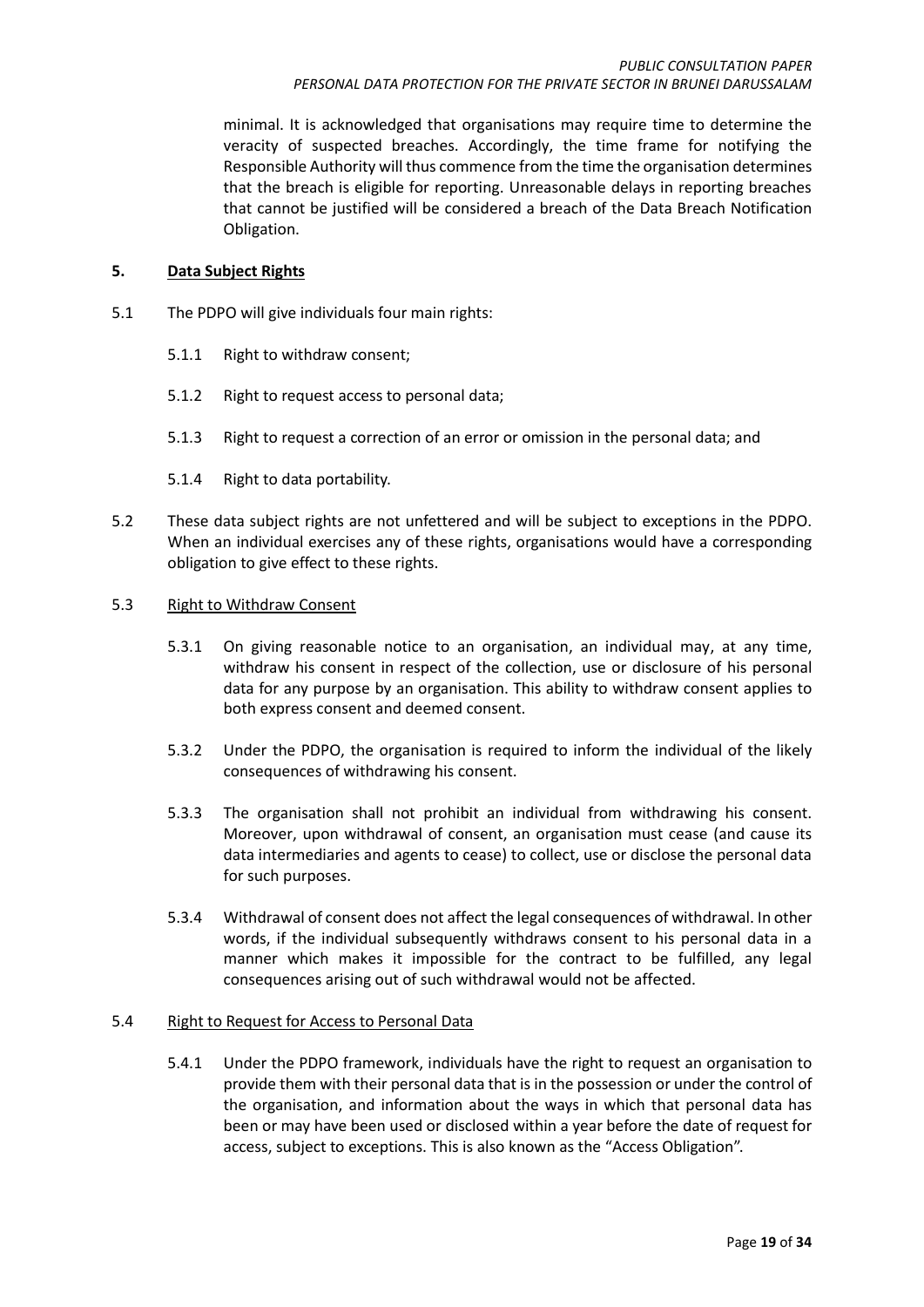minimal. It is acknowledged that organisations may require time to determine the veracity of suspected breaches. Accordingly, the time frame for notifying the Responsible Authority will thus commence from the time the organisation determines that the breach is eligible for reporting. Unreasonable delays in reporting breaches that cannot be justified will be considered a breach of the Data Breach Notification Obligation.

## 5. Data Subject Rights

5.1 The PDPO will give individuals four main rights:

5.1.1 Right to withdraw consent;

5.1.2 Right to request access to personal data;

5.1.3 Right to request a correction of an error or omission in the personal data; and

5.1.4 Right to data portability.

5.2 These data subject rights are not unfettered and will be subject to exceptions in the PDPO. When an individual exercises any of these rights, organisations would have a corresponding obligation to give effect to these rights.

### 5.3 Right to Withdraw Consent

5.3.1 On giving reasonable notice to an organisation, an individual may, at any time, withdraw his consent in respect of the collection, use or disclosure of his personal data for any purpose by an organisation. This ability to withdraw consent applies to both express consent and deemed consent.

5.3.2 Under the PDPO, the organisation is required to inform the individual of the likely consequences of withdrawing his consent.

5.3.3 The organisation shall not prohibit an individual from withdrawing his consent. Moreover, upon withdrawal of consent, an organisation must cease (and cause its data intermediaries and agents to cease) to collect, use or disclose the personal data for such purposes.

5.3.4 Withdrawal of consent does not affect the legal consequences of withdrawal. In other words, if the individual subsequently withdraws consent to his personal data in a manner which makes it impossible for the contract to be fulfilled, any legal consequences arising out of such withdrawal would not be affected.

### 5.4 Right to Request for Access to Personal Data

5.4.1 Under the PDPO framework, individuals have the right to request an organisation to provide them with their personal data that is in the possession or under the control of the organisation, and information about the ways in which that personal data has been or may have been used or disclosed within a year before the date of request for access, subject to exceptions. This is also known as the "Access Obligation".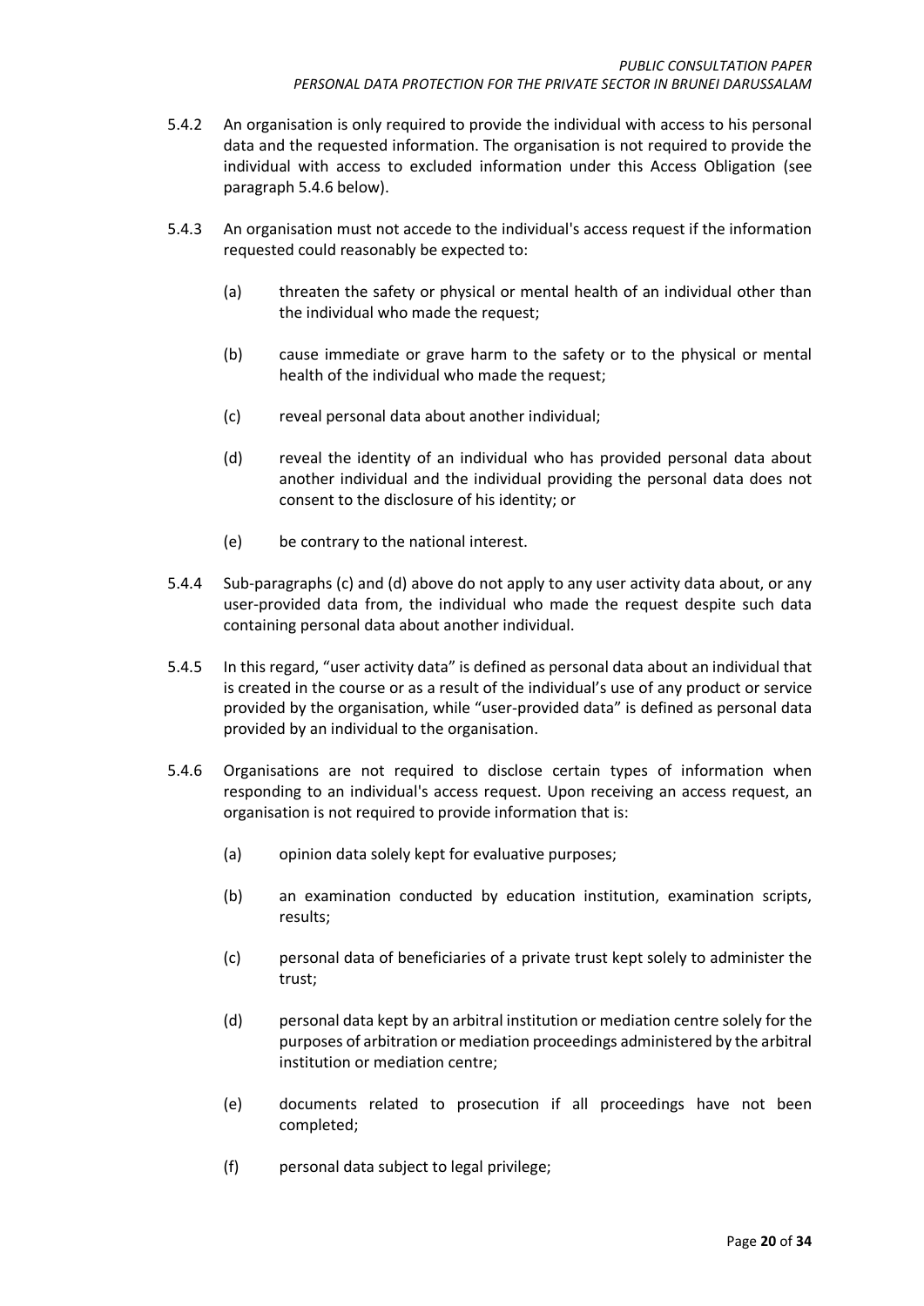5.4.2 An organisation is only required to provide the individual with access to his personal data and the requested information. The organisation is not required to provide the individual with access to excluded information under this Access Obligation (see paragraph 5.4.6 below).

5.4.3 An organisation must not accede to the individual's access request if the information requested could reasonably be expected to:

(a) threaten the safety or physical or mental health of an individual other than the individual who made the request;

(b) cause immediate or grave harm to the safety or to the physical or mental health of the individual who made the request;

(c) reveal personal data about another individual;

(d) reveal the identity of an individual who has provided personal data about another individual and the individual providing the personal data does not consent to the disclosure of his identity; or

(e) be contrary to the national interest.

5.4.4 Sub-paragraphs (c) and (d) above do not apply to any user activity data about, or any user-provided data from, the individual who made the request despite such data containing personal data about another individual.

5.4.5 In this regard, "user activity data" is defined as personal data about an individual that is created in the course or as a result of the individual's use of any product or service provided by the organisation, while "user-provided data" is defined as personal data provided by an individual to the organisation.

5.4.6 Organisations are not required to disclose certain types of information when responding to an individual's access request. Upon receiving an access request, an organisation is not required to provide information that is:

(a) opinion data solely kept for evaluative purposes;

(b) an examination conducted by education institution, examination scripts, results;

(c) personal data of beneficiaries of a private trust kept solely to administer the trust;

(d) personal data kept by an arbitral institution or mediation centre solely for the purposes of arbitration or mediation proceedings administered by the arbitral institution or mediation centre;

(e) documents related to prosecution if all proceedings have not been completed;

(f) personal data subject to legal privilege;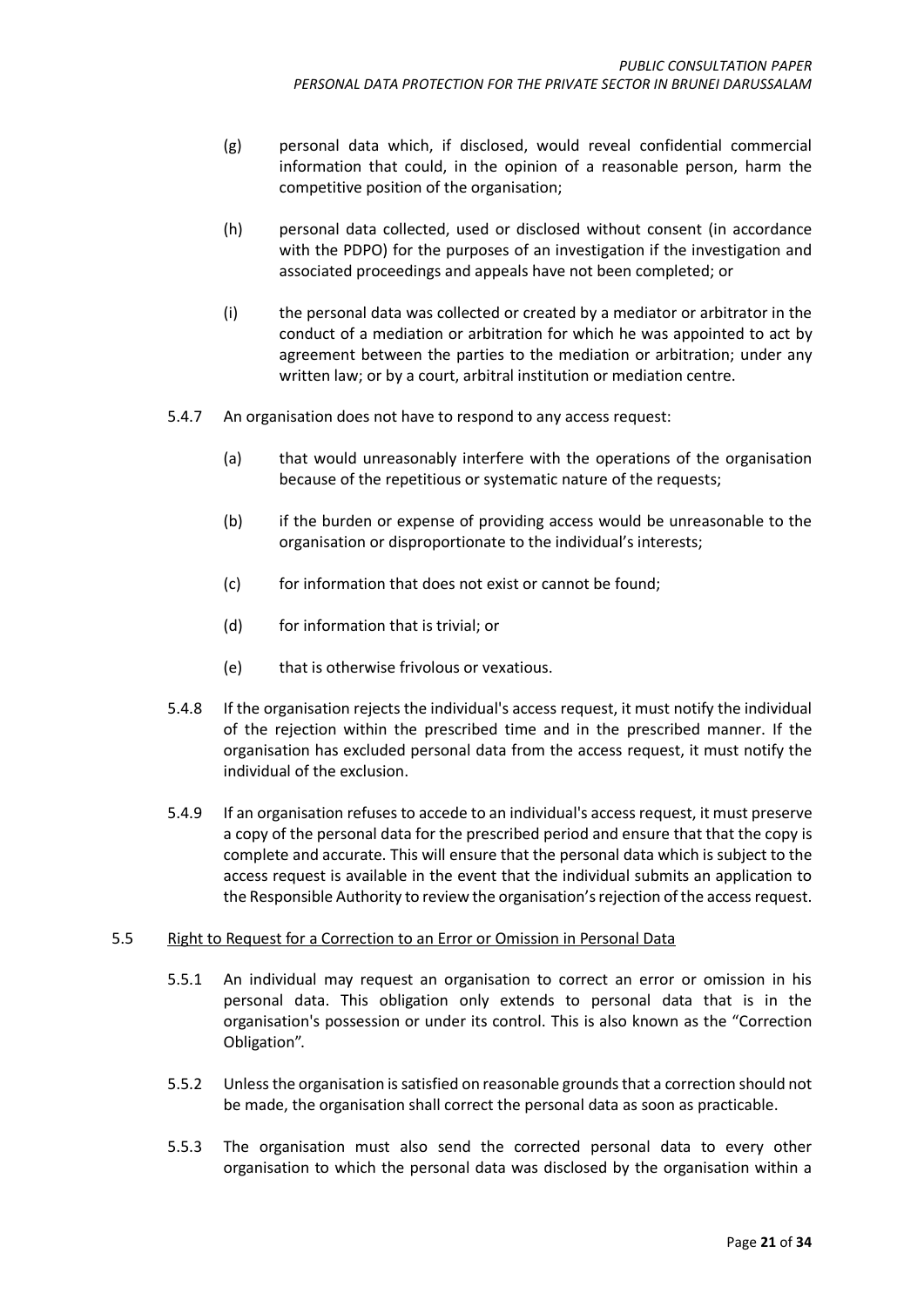(g) personal data which, if disclosed, would reveal confidential commercial information that could, in the opinion of a reasonable person, harm the competitive position of the organisation;

(h) personal data collected, used or disclosed without consent (in accordance with the PDPO) for the purposes of an investigation if the investigation and associated proceedings and appeals have not been completed; or

(i) the personal data was collected or created by a mediator or arbitrator in the conduct of a mediation or arbitration for which he was appointed to act by agreement between the parties to the mediation or arbitration; under any written law; or by a court, arbitral institution or mediation centre.

5.4.7 An organisation does not have to respond to any access request:

(a) that would unreasonably interfere with the operations of the organisation because of the repetitious or systematic nature of the requests;

(b) if the burden or expense of providing access would be unreasonable to the organisation or disproportionate to the individual's interests;

(c) for information that does not exist or cannot be found;

(d) for information that is trivial; or

(e) that is otherwise frivolous or vexatious.

5.4.8 If the organisation rejects the individual's access request, it must notify the individual of the rejection within the prescribed time and in the prescribed manner. If the organisation has excluded personal data from the access request, it must notify the individual of the exclusion.

5.4.9 If an organisation refuses to accede to an individual's access request, it must preserve a copy of the personal data for the prescribed period and ensure that that the copy is complete and accurate. This will ensure that the personal data which is subject to the access request is available in the event that the individual submits an application to the Responsible Authority to review the organisation's rejection of the access request.

5.5 <u>Right to Request for a Correction to an Error or Omission in Personal Data</u>

5.5.1 An individual may request an organisation to correct an error or omission in his personal data. This obligation only extends to personal data that is in the organisation's possession or under its control. This is also known as the "Correction Obligation".

5.5.2 Unless the organisation is satisfied on reasonable grounds that a correction should not be made, the organisation shall correct the personal data as soon as practicable.

5.5.3 The organisation must also send the corrected personal data to every other organisation to which the personal data was disclosed by the organisation within a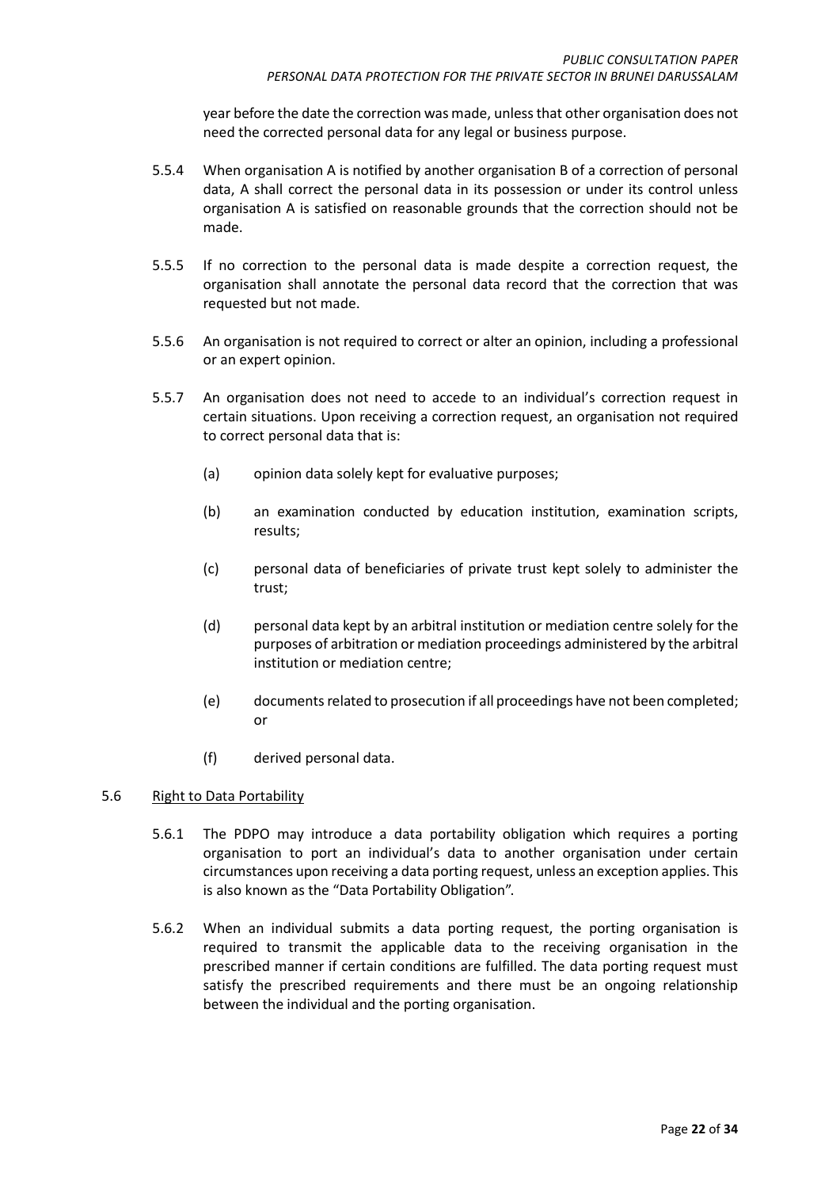year before the date the correction was made, unless that other organisation does not need the corrected personal data for any legal or business purpose.

5.5.4 When organisation A is notified by another organisation B of a correction of personal data, A shall correct the personal data in its possession or under its control unless organisation A is satisfied on reasonable grounds that the correction should not be made.

5.5.5 If no correction to the personal data is made despite a correction request, the organisation shall annotate the personal data record that the correction that was requested but not made.

5.5.6 An organisation is not required to correct or alter an opinion, including a professional or an expert opinion.

5.5.7 An organisation does not need to accede to an individual's correction request in certain situations. Upon receiving a correction request, an organisation not required to correct personal data that is:

(a) opinion data solely kept for evaluative purposes;

(b) an examination conducted by education institution, examination scripts, results;

(c) personal data of beneficiaries of private trust kept solely to administer the trust;

(d) personal data kept by an arbitral institution or mediation centre solely for the purposes of arbitration or mediation proceedings administered by the arbitral institution or mediation centre;

(e) documents related to prosecution if all proceedings have not been completed; or

(f) derived personal data.

## 5.6 Right to Data Portability

5.6.1 The PDPO may introduce a data portability obligation which requires a porting organisation to port an individual's data to another organisation under certain circumstances upon receiving a data porting request, unless an exception applies. This is also known as the "Data Portability Obligation".

5.6.2 When an individual submits a data porting request, the porting organisation is required to transmit the applicable data to the receiving organisation in the prescribed manner if certain conditions are fulfilled. The data porting request must satisfy the prescribed requirements and there must be an ongoing relationship between the individual and the porting organisation.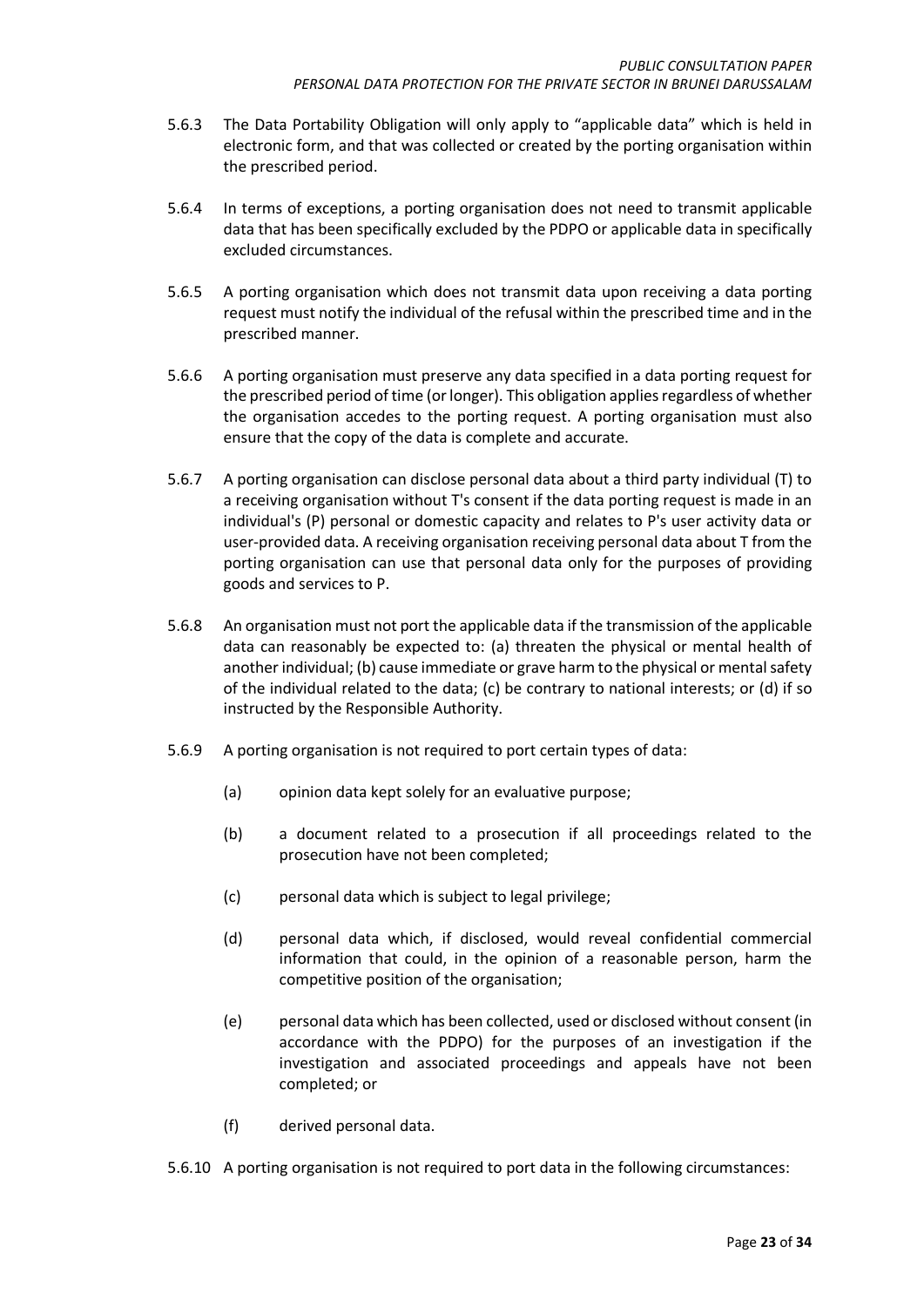5.6.3 The Data Portability Obligation will only apply to "applicable data" which is held in electronic form, and that was collected or created by the porting organisation within the prescribed period.

5.6.4 In terms of exceptions, a porting organisation does not need to transmit applicable data that has been specifically excluded by the PDPO or applicable data in specifically excluded circumstances.

5.6.5 A porting organisation which does not transmit data upon receiving a data porting request must notify the individual of the refusal within the prescribed time and in the prescribed manner.

5.6.6 A porting organisation must preserve any data specified in a data porting request for the prescribed period of time (or longer). This obligation applies regardless of whether the organisation accedes to the porting request. A porting organisation must also ensure that the copy of the data is complete and accurate.

5.6.7 A porting organisation can disclose personal data about a third party individual (T) to a receiving organisation without T's consent if the data porting request is made in an individual's (P) personal or domestic capacity and relates to P's user activity data or user-provided data. A receiving organisation receiving personal data about T from the porting organisation can use that personal data only for the purposes of providing goods and services to P.

5.6.8 An organisation must not port the applicable data if the transmission of the applicable data can reasonably be expected to: (a) threaten the physical or mental health of another individual; (b) cause immediate or grave harm to the physical or mental safety of the individual related to the data; (c) be contrary to national interests; or (d) if so instructed by the Responsible Authority.

5.6.9 A porting organisation is not required to port certain types of data:

(a) opinion data kept solely for an evaluative purpose;

(b) a document related to a prosecution if all proceedings related to the prosecution have not been completed;

(c) personal data which is subject to legal privilege;

(d) personal data which, if disclosed, would reveal confidential commercial information that could, in the opinion of a reasonable person, harm the competitive position of the organisation;

(e) personal data which has been collected, used or disclosed without consent (in accordance with the PDPO) for the purposes of an investigation if the investigation and associated proceedings and appeals have not been completed; or

(f) derived personal data.

5.6.10 A porting organisation is not required to port data in the following circumstances: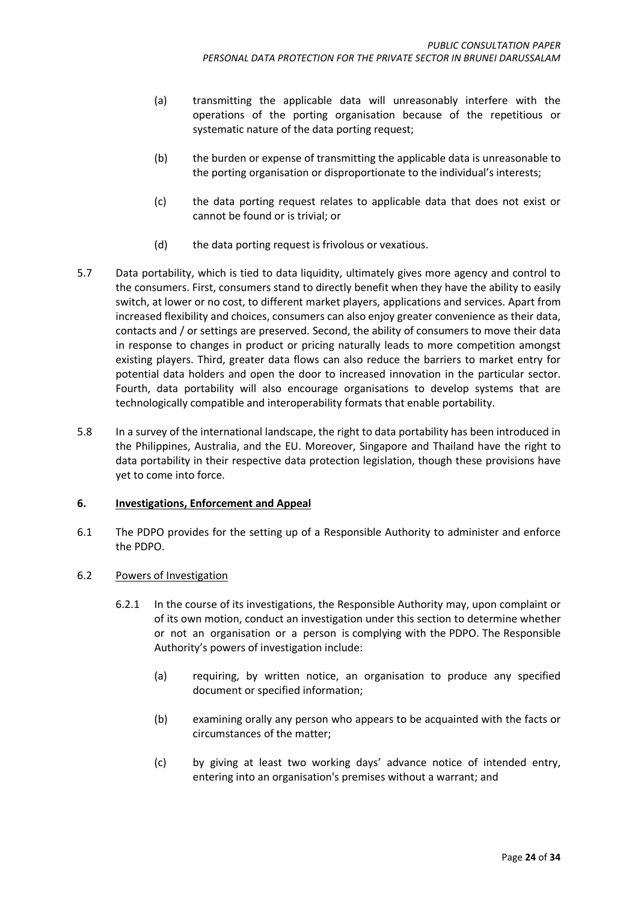(a) transmitting the applicable data will unreasonably interfere with the operations of the porting organisation because of the repetitious or systematic nature of the data porting request;

(b) the burden or expense of transmitting the applicable data is unreasonable to the porting organisation or disproportionate to the individual's interests;

(c) the data porting request relates to applicable data that does not exist or cannot be found or is trivial; or

(d) the data porting request is frivolous or vexatious.

5.7 Data portability, which is tied to data liquidity, ultimately gives more agency and control to the consumers. First, consumers stand to directly benefit when they have the ability to easily switch, at lower or no cost, to different market players, applications and services. Apart from increased flexibility and choices, consumers can also enjoy greater convenience as their data, contacts and / or settings are preserved. Second, the ability of consumers to move their data in response to changes in product or pricing naturally leads to more competition amongst existing players. Third, greater data flows can also reduce the barriers to market entry for potential data holders and open the door to increased innovation in the particular sector. Fourth, data portability will also encourage organisations to develop systems that are technologically compatible and interoperability formats that enable portability.

5.8 In a survey of the international landscape, the right to data portability has been introduced in the Philippines, Australia, and the EU. Moreover, Singapore and Thailand have the right to data portability in their respective data protection legislation, though these provisions have yet to come into force.

## 6. Investigations, Enforcement and Appeal

6.1 The PDPO provides for the setting up of a Responsible Authority to administer and enforce the PDPO.

6.2 Powers of Investigation

6.2.1 In the course of its investigations, the Responsible Authority may, upon complaint or of its own motion, conduct an investigation under this section to determine whether or not an organisation or a person is complying with the PDPO. The Responsible Authority's powers of investigation include:

(a) requiring, by written notice, an organisation to produce any specified document or specified information;

(b) examining orally any person who appears to be acquainted with the facts or circumstances of the matter;

(c) by giving at least two working days' advance notice of intended entry, entering into an organisation's premises without a warrant; and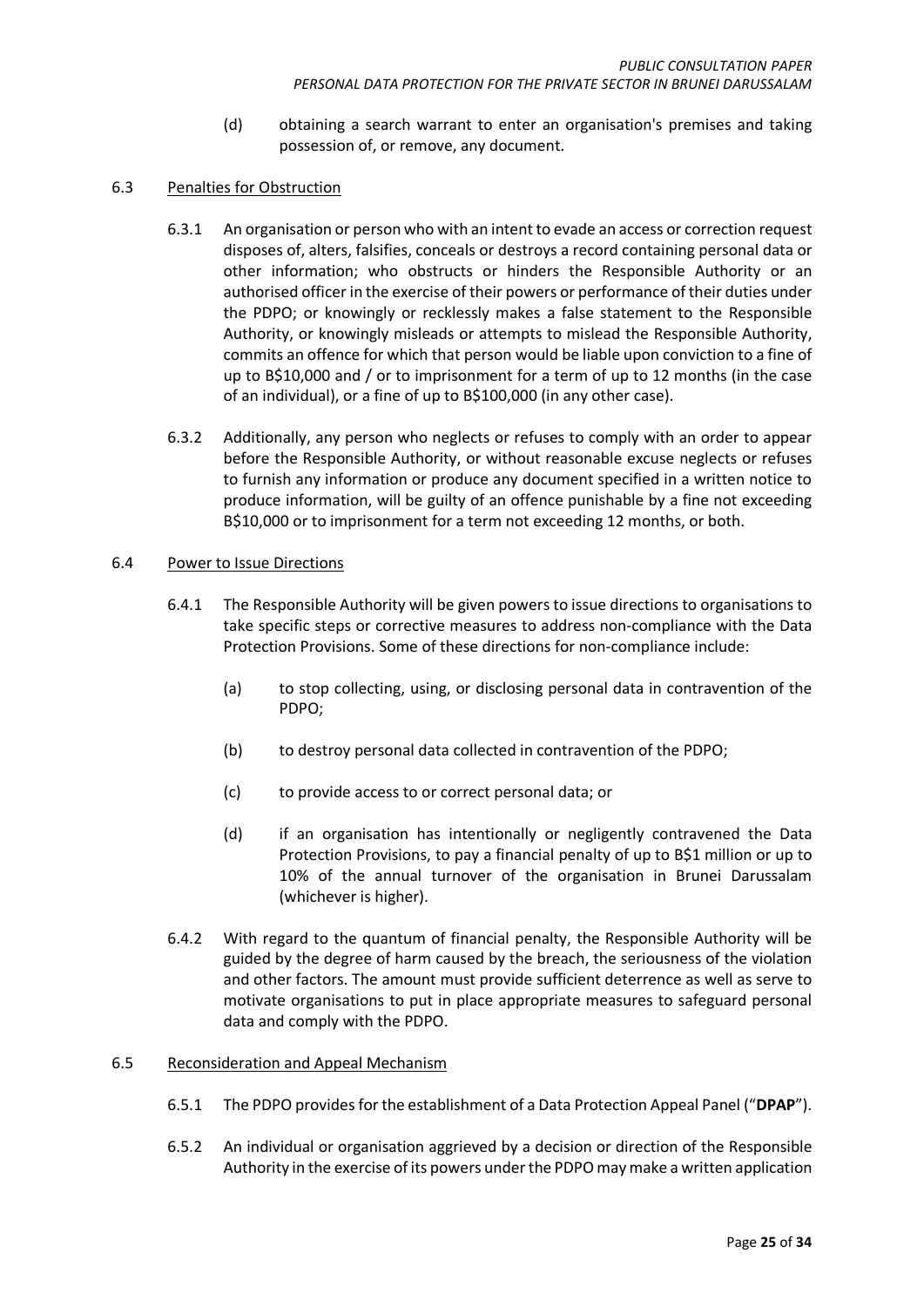(d) obtaining a search warrant to enter an organisation's premises and taking possession of, or remove, any document.

### 6.3 Penalties for Obstruction

6.3.1 An organisation or person who with an intent to evade an access or correction request disposes of, alters, falsifies, conceals or destroys a record containing personal data or other information; who obstructs or hinders the Responsible Authority or an authorised officer in the exercise of their powers or performance of their duties under the PDPO; or knowingly or recklessly makes a false statement to the Responsible Authority, or knowingly misleads or attempts to mislead the Responsible Authority, commits an offence for which that person would be liable upon conviction to a fine of up to B$10,000 and / or to imprisonment for a term of up to 12 months (in the case of an individual), or a fine of up to B$100,000 (in any other case).

6.3.2 Additionally, any person who neglects or refuses to comply with an order to appear before the Responsible Authority, or without reasonable excuse neglects or refuses to furnish any information or produce any document specified in a written notice to produce information, will be guilty of an offence punishable by a fine not exceeding B$10,000 or to imprisonment for a term not exceeding 12 months, or both.

### 6.4 Power to Issue Directions

6.4.1 The Responsible Authority will be given powers to issue directions to organisations to take specific steps or corrective measures to address non-compliance with the Data Protection Provisions. Some of these directions for non-compliance include:

(a) to stop collecting, using, or disclosing personal data in contravention of the PDPO;

(b) to destroy personal data collected in contravention of the PDPO;

(c) to provide access to or correct personal data; or

(d) if an organisation has intentionally or negligently contravened the Data Protection Provisions, to pay a financial penalty of up to B$1 million or up to 10% of the annual turnover of the organisation in Brunei Darussalam (whichever is higher).

6.4.2 With regard to the quantum of financial penalty, the Responsible Authority will be guided by the degree of harm caused by the breach, the seriousness of the violation and other factors. The amount must provide sufficient deterrence as well as serve to motivate organisations to put in place appropriate measures to safeguard personal data and comply with the PDPO.

### 6.5 Reconsideration and Appeal Mechanism

6.5.1 The PDPO provides for the establishment of a Data Protection Appeal Panel ("**DPAP**").

6.5.2 An individual or organisation aggrieved by a decision or direction of the Responsible Authority in the exercise of its powers under the PDPO may make a written application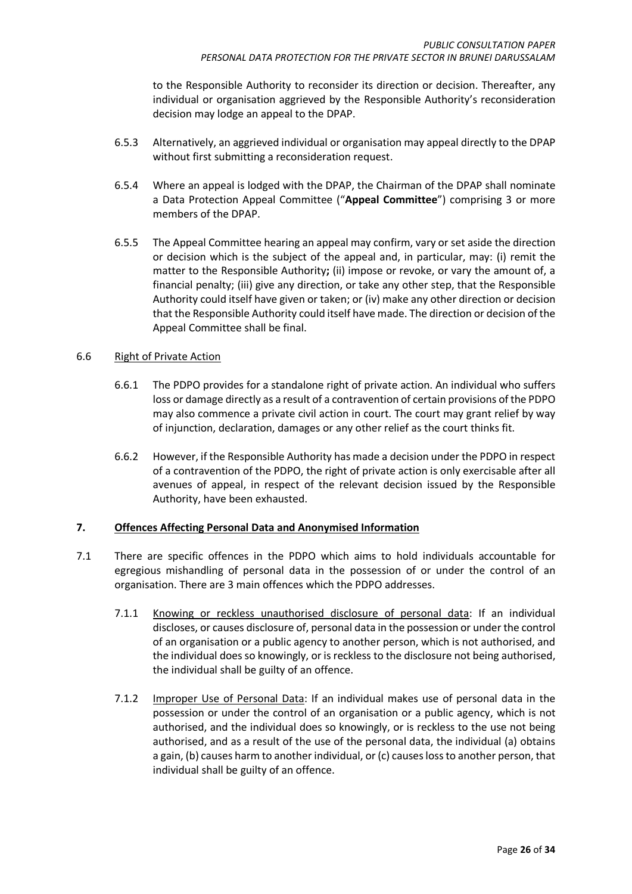to the Responsible Authority to reconsider its direction or decision. Thereafter, any individual or organisation aggrieved by the Responsible Authority's reconsideration decision may lodge an appeal to the DPAP.

6.5.3 Alternatively, an aggrieved individual or organisation may appeal directly to the DPAP without first submitting a reconsideration request.

6.5.4 Where an appeal is lodged with the DPAP, the Chairman of the DPAP shall nominate a Data Protection Appeal Committee ("**Appeal Committee**") comprising 3 or more members of the DPAP.

6.5.5 The Appeal Committee hearing an appeal may confirm, vary or set aside the direction or decision which is the subject of the appeal and, in particular, may: (i) remit the matter to the Responsible Authority**;** (ii) impose or revoke, or vary the amount of, a financial penalty; (iii) give any direction, or take any other step, that the Responsible Authority could itself have given or taken; or (iv) make any other direction or decision that the Responsible Authority could itself have made. The direction or decision of the Appeal Committee shall be final.

6.6 <u>Right of Private Action</u>

6.6.1 The PDPO provides for a standalone right of private action. An individual who suffers loss or damage directly as a result of a contravention of certain provisions of the PDPO may also commence a private civil action in court. The court may grant relief by way of injunction, declaration, damages or any other relief as the court thinks fit.

6.6.2 However, if the Responsible Authority has made a decision under the PDPO in respect of a contravention of the PDPO, the right of private action is only exercisable after all avenues of appeal, in respect of the relevant decision issued by the Responsible Authority, have been exhausted.

## 7. <u>Offences Affecting Personal Data and Anonymised Information</u>

7.1 There are specific offences in the PDPO which aims to hold individuals accountable for egregious mishandling of personal data in the possession of or under the control of an organisation. There are 3 main offences which the PDPO addresses.

7.1.1 <u>Knowing or reckless unauthorised disclosure of personal data</u>: If an individual discloses, or causes disclosure of, personal data in the possession or under the control of an organisation or a public agency to another person, which is not authorised, and the individual does so knowingly, or is reckless to the disclosure not being authorised, the individual shall be guilty of an offence.

7.1.2 <u>Improper Use of Personal Data</u>: If an individual makes use of personal data in the possession or under the control of an organisation or a public agency, which is not authorised, and the individual does so knowingly, or is reckless to the use not being authorised, and as a result of the use of the personal data, the individual (a) obtains a gain, (b) causes harm to another individual, or (c) causes loss to another person, that individual shall be guilty of an offence.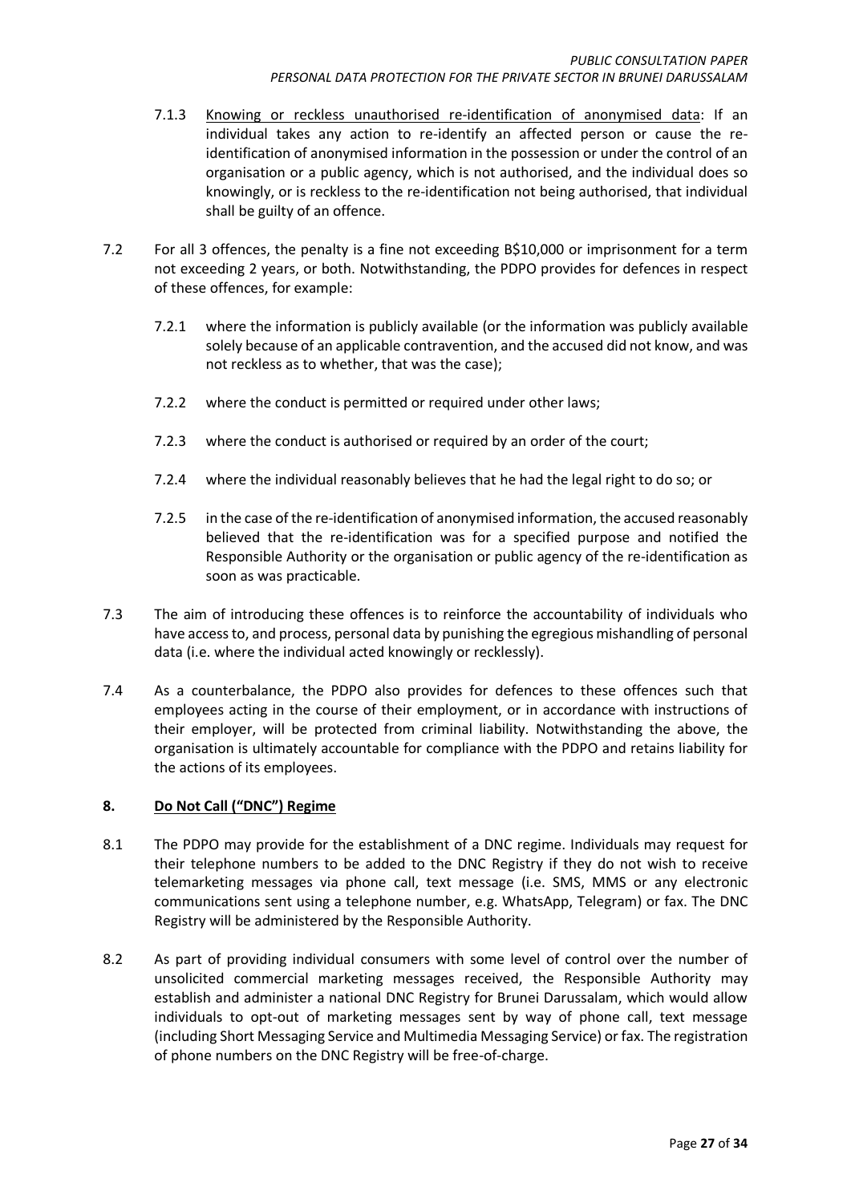7.1.3 Knowing or reckless unauthorised re-identification of anonymised data: If an individual takes any action to re-identify an affected person or cause the re-identification of anonymised information in the possession or under the control of an organisation or a public agency, which is not authorised, and the individual does so knowingly, or is reckless to the re-identification not being authorised, that individual shall be guilty of an offence.

7.2 For all 3 offences, the penalty is a fine not exceeding B$10,000 or imprisonment for a term not exceeding 2 years, or both. Notwithstanding, the PDPO provides for defences in respect of these offences, for example:

7.2.1 where the information is publicly available (or the information was publicly available solely because of an applicable contravention, and the accused did not know, and was not reckless as to whether, that was the case);

7.2.2 where the conduct is permitted or required under other laws;

7.2.3 where the conduct is authorised or required by an order of the court;

7.2.4 where the individual reasonably believes that he had the legal right to do so; or

7.2.5 in the case of the re-identification of anonymised information, the accused reasonably believed that the re-identification was for a specified purpose and notified the Responsible Authority or the organisation or public agency of the re-identification as soon as was practicable.

7.3 The aim of introducing these offences is to reinforce the accountability of individuals who have access to, and process, personal data by punishing the egregious mishandling of personal data (i.e. where the individual acted knowingly or recklessly).

7.4 As a counterbalance, the PDPO also provides for defences to these offences such that employees acting in the course of their employment, or in accordance with instructions of their employer, will be protected from criminal liability. Notwithstanding the above, the organisation is ultimately accountable for compliance with the PDPO and retains liability for the actions of its employees.

## 8. Do Not Call ("DNC") Regime

8.1 The PDPO may provide for the establishment of a DNC regime. Individuals may request for their telephone numbers to be added to the DNC Registry if they do not wish to receive telemarketing messages via phone call, text message (i.e. SMS, MMS or any electronic communications sent using a telephone number, e.g. WhatsApp, Telegram) or fax. The DNC Registry will be administered by the Responsible Authority.

8.2 As part of providing individual consumers with some level of control over the number of unsolicited commercial marketing messages received, the Responsible Authority may establish and administer a national DNC Registry for Brunei Darussalam, which would allow individuals to opt-out of marketing messages sent by way of phone call, text message (including Short Messaging Service and Multimedia Messaging Service) or fax. The registration of phone numbers on the DNC Registry will be free-of-charge.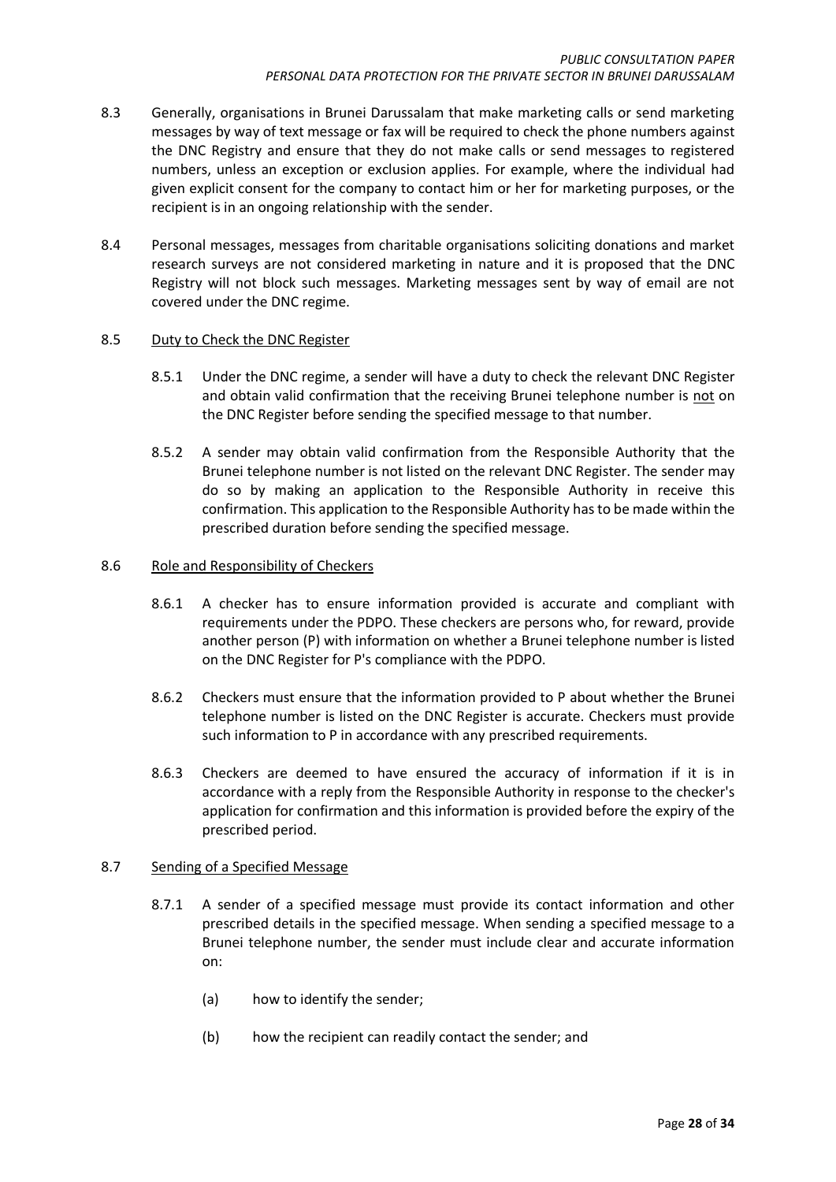8.3 Generally, organisations in Brunei Darussalam that make marketing calls or send marketing messages by way of text message or fax will be required to check the phone numbers against the DNC Registry and ensure that they do not make calls or send messages to registered numbers, unless an exception or exclusion applies. For example, where the individual had given explicit consent for the company to contact him or her for marketing purposes, or the recipient is in an ongoing relationship with the sender.

8.4 Personal messages, messages from charitable organisations soliciting donations and market research surveys are not considered marketing in nature and it is proposed that the DNC Registry will not block such messages. Marketing messages sent by way of email are not covered under the DNC regime.

8.5 <u>Duty to Check the DNC Register</u>

8.5.1 Under the DNC regime, a sender will have a duty to check the relevant DNC Register and obtain valid confirmation that the receiving Brunei telephone number is <u>not</u> on the DNC Register before sending the specified message to that number.

8.5.2 A sender may obtain valid confirmation from the Responsible Authority that the Brunei telephone number is not listed on the relevant DNC Register. The sender may do so by making an application to the Responsible Authority in receive this confirmation. This application to the Responsible Authority has to be made within the prescribed duration before sending the specified message.

8.6 <u>Role and Responsibility of Checkers</u>

8.6.1 A checker has to ensure information provided is accurate and compliant with requirements under the PDPO. These checkers are persons who, for reward, provide another person (P) with information on whether a Brunei telephone number is listed on the DNC Register for P's compliance with the PDPO.

8.6.2 Checkers must ensure that the information provided to P about whether the Brunei telephone number is listed on the DNC Register is accurate. Checkers must provide such information to P in accordance with any prescribed requirements.

8.6.3 Checkers are deemed to have ensured the accuracy of information if it is in accordance with a reply from the Responsible Authority in response to the checker's application for confirmation and this information is provided before the expiry of the prescribed period.

8.7 <u>Sending of a Specified Message</u>

8.7.1 A sender of a specified message must provide its contact information and other prescribed details in the specified message. When sending a specified message to a Brunei telephone number, the sender must include clear and accurate information on:

(a) how to identify the sender;

(b) how the recipient can readily contact the sender; and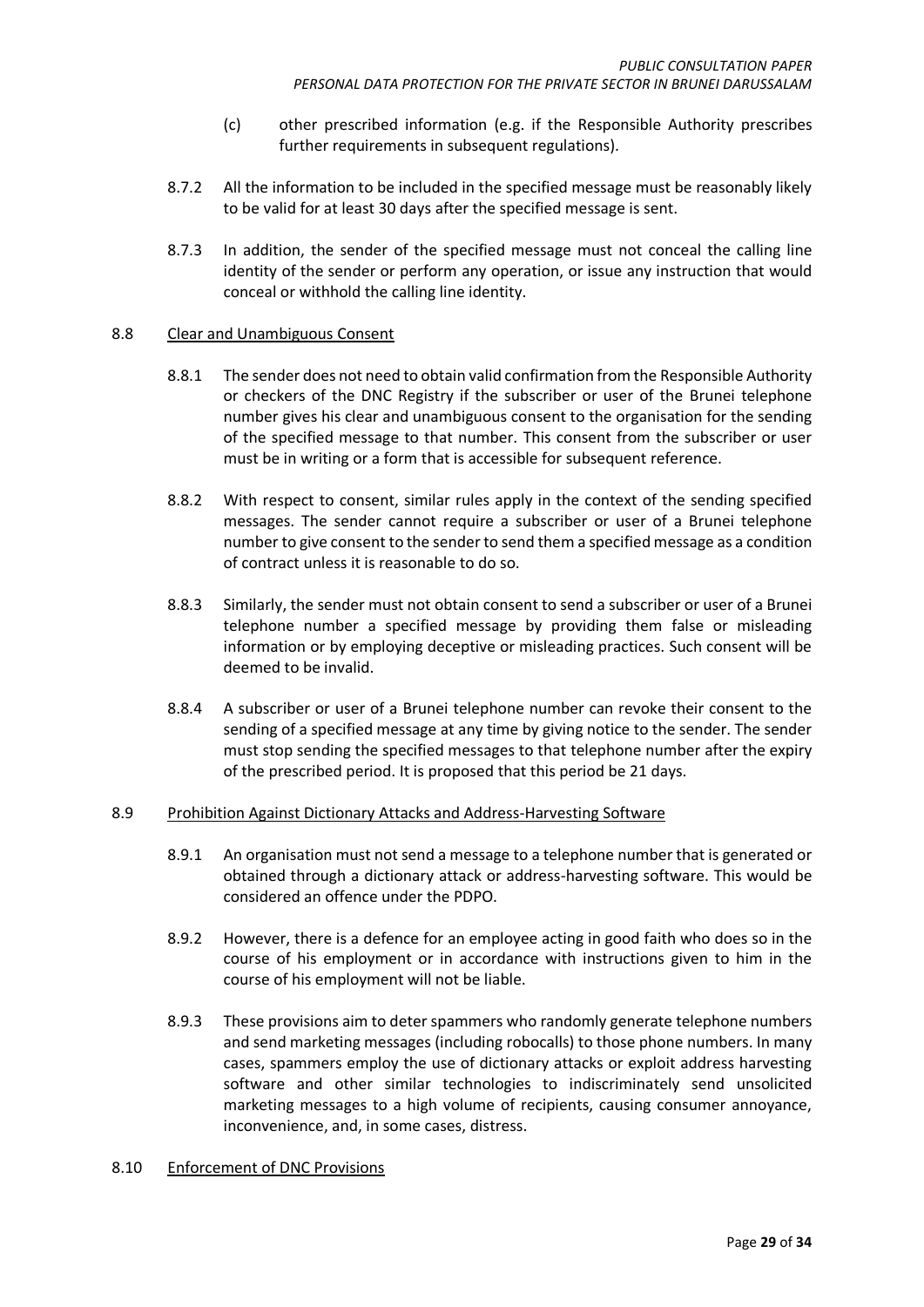(c) other prescribed information (e.g. if the Responsible Authority prescribes further requirements in subsequent regulations).

8.7.2 All the information to be included in the specified message must be reasonably likely to be valid for at least 30 days after the specified message is sent.

8.7.3 In addition, the sender of the specified message must not conceal the calling line identity of the sender or perform any operation, or issue any instruction that would conceal or withhold the calling line identity.

### 8.8 Clear and Unambiguous Consent

8.8.1 The sender does not need to obtain valid confirmation from the Responsible Authority or checkers of the DNC Registry if the subscriber or user of the Brunei telephone number gives his clear and unambiguous consent to the organisation for the sending of the specified message to that number. This consent from the subscriber or user must be in writing or a form that is accessible for subsequent reference.

8.8.2 With respect to consent, similar rules apply in the context of the sending specified messages. The sender cannot require a subscriber or user of a Brunei telephone number to give consent to the sender to send them a specified message as a condition of contract unless it is reasonable to do so.

8.8.3 Similarly, the sender must not obtain consent to send a subscriber or user of a Brunei telephone number a specified message by providing them false or misleading information or by employing deceptive or misleading practices. Such consent will be deemed to be invalid.

8.8.4 A subscriber or user of a Brunei telephone number can revoke their consent to the sending of a specified message at any time by giving notice to the sender. The sender must stop sending the specified messages to that telephone number after the expiry of the prescribed period. It is proposed that this period be 21 days.

### 8.9 Prohibition Against Dictionary Attacks and Address-Harvesting Software

8.9.1 An organisation must not send a message to a telephone number that is generated or obtained through a dictionary attack or address-harvesting software. This would be considered an offence under the PDPO.

8.9.2 However, there is a defence for an employee acting in good faith who does so in the course of his employment or in accordance with instructions given to him in the course of his employment will not be liable.

8.9.3 These provisions aim to deter spammers who randomly generate telephone numbers and send marketing messages (including robocalls) to those phone numbers. In many cases, spammers employ the use of dictionary attacks or exploit address harvesting software and other similar technologies to indiscriminately send unsolicited marketing messages to a high volume of recipients, causing consumer annoyance, inconvenience, and, in some cases, distress.

### 8.10 Enforcement of DNC Provisions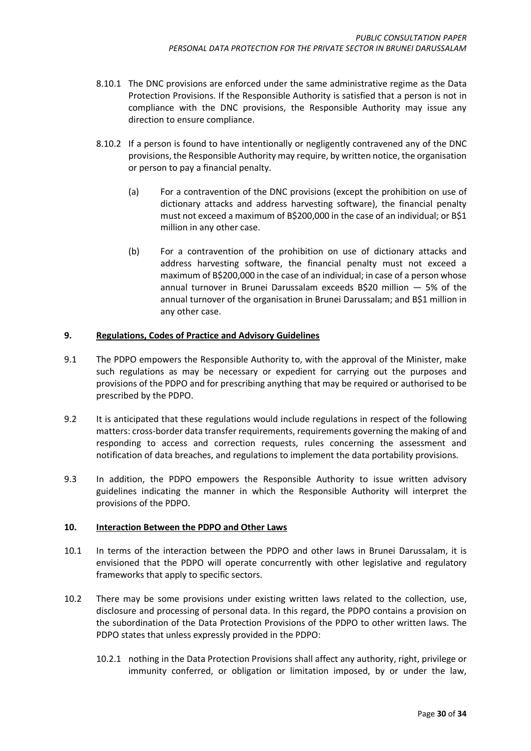8.10.1 The DNC provisions are enforced under the same administrative regime as the Data Protection Provisions. If the Responsible Authority is satisfied that a person is not in compliance with the DNC provisions, the Responsible Authority may issue any direction to ensure compliance.

8.10.2 If a person is found to have intentionally or negligently contravened any of the DNC provisions, the Responsible Authority may require, by written notice, the organisation or person to pay a financial penalty.

(a) For a contravention of the DNC provisions (except the prohibition on use of dictionary attacks and address harvesting software), the financial penalty must not exceed a maximum of B$200,000 in the case of an individual; or B$1 million in any other case.

(b) For a contravention of the prohibition on use of dictionary attacks and address harvesting software, the financial penalty must not exceed a maximum of B$200,000 in the case of an individual; in case of a person whose annual turnover in Brunei Darussalam exceeds B$20 million — 5% of the annual turnover of the organisation in Brunei Darussalam; and B$1 million in any other case.

## 9. Regulations, Codes of Practice and Advisory Guidelines

9.1 The PDPO empowers the Responsible Authority to, with the approval of the Minister, make such regulations as may be necessary or expedient for carrying out the purposes and provisions of the PDPO and for prescribing anything that may be required or authorised to be prescribed by the PDPO.

9.2 It is anticipated that these regulations would include regulations in respect of the following matters: cross-border data transfer requirements, requirements governing the making of and responding to access and correction requests, rules concerning the assessment and notification of data breaches, and regulations to implement the data portability provisions.

9.3 In addition, the PDPO empowers the Responsible Authority to issue written advisory guidelines indicating the manner in which the Responsible Authority will interpret the provisions of the PDPO.

## 10. Interaction Between the PDPO and Other Laws

10.1 In terms of the interaction between the PDPO and other laws in Brunei Darussalam, it is envisioned that the PDPO will operate concurrently with other legislative and regulatory frameworks that apply to specific sectors.

10.2 There may be some provisions under existing written laws related to the collection, use, disclosure and processing of personal data. In this regard, the PDPO contains a provision on the subordination of the Data Protection Provisions of the PDPO to other written laws. The PDPO states that unless expressly provided in the PDPO:

10.2.1 nothing in the Data Protection Provisions shall affect any authority, right, privilege or immunity conferred, or obligation or limitation imposed, by or under the law,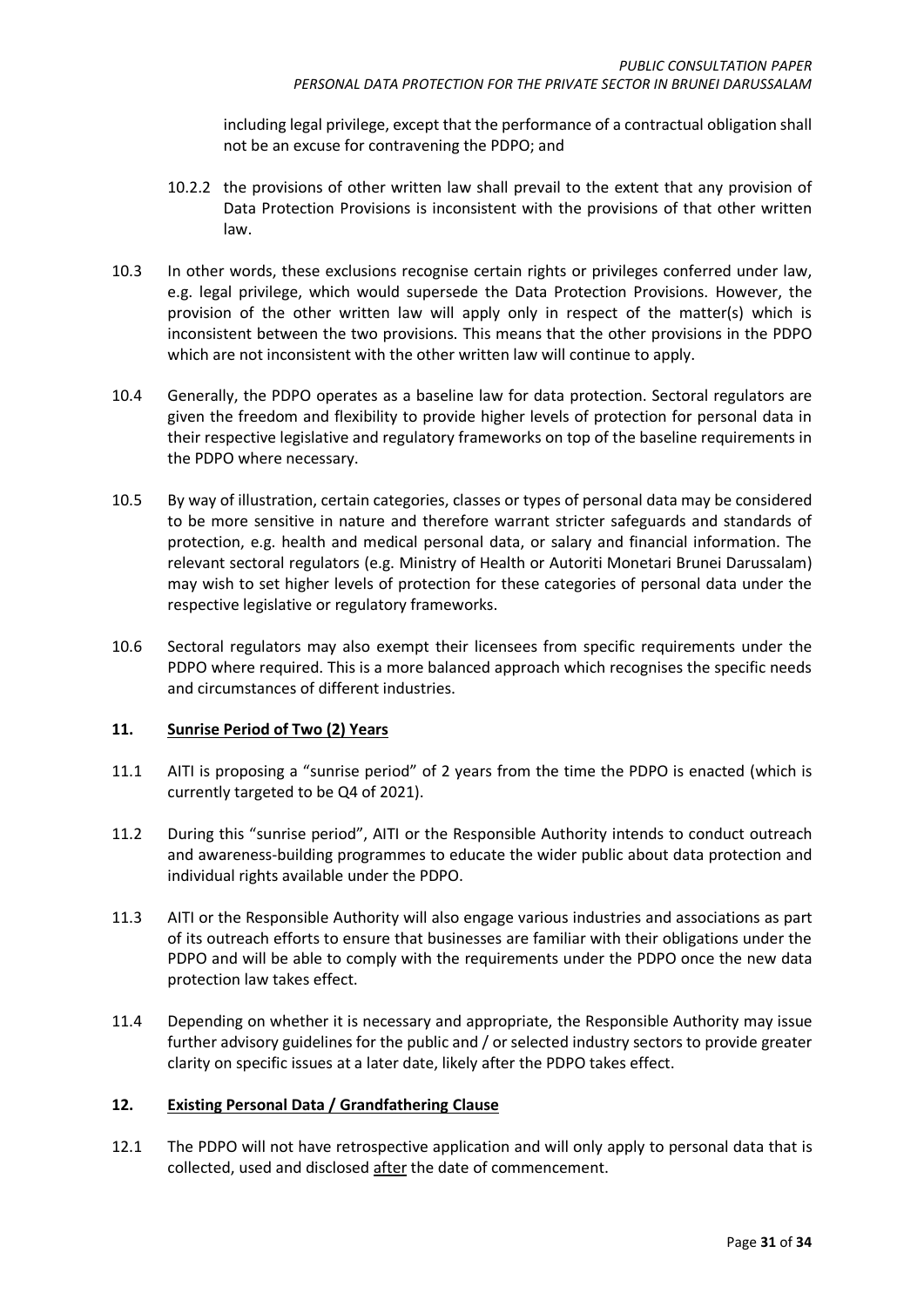including legal privilege, except that the performance of a contractual obligation shall not be an excuse for contravening the PDPO; and

10.2.2 the provisions of other written law shall prevail to the extent that any provision of Data Protection Provisions is inconsistent with the provisions of that other written law.

10.3 In other words, these exclusions recognise certain rights or privileges conferred under law, e.g. legal privilege, which would supersede the Data Protection Provisions. However, the provision of the other written law will apply only in respect of the matter(s) which is inconsistent between the two provisions. This means that the other provisions in the PDPO which are not inconsistent with the other written law will continue to apply.

10.4 Generally, the PDPO operates as a baseline law for data protection. Sectoral regulators are given the freedom and flexibility to provide higher levels of protection for personal data in their respective legislative and regulatory frameworks on top of the baseline requirements in the PDPO where necessary.

10.5 By way of illustration, certain categories, classes or types of personal data may be considered to be more sensitive in nature and therefore warrant stricter safeguards and standards of protection, e.g. health and medical personal data, or salary and financial information. The relevant sectoral regulators (e.g. Ministry of Health or Autoriti Monetari Brunei Darussalam) may wish to set higher levels of protection for these categories of personal data under the respective legislative or regulatory frameworks.

10.6 Sectoral regulators may also exempt their licensees from specific requirements under the PDPO where required. This is a more balanced approach which recognises the specific needs and circumstances of different industries.

## 11. Sunrise Period of Two (2) Years

11.1 AITI is proposing a "sunrise period" of 2 years from the time the PDPO is enacted (which is currently targeted to be Q4 of 2021).

11.2 During this "sunrise period", AITI or the Responsible Authority intends to conduct outreach and awareness-building programmes to educate the wider public about data protection and individual rights available under the PDPO.

11.3 AITI or the Responsible Authority will also engage various industries and associations as part of its outreach efforts to ensure that businesses are familiar with their obligations under the PDPO and will be able to comply with the requirements under the PDPO once the new data protection law takes effect.

11.4 Depending on whether it is necessary and appropriate, the Responsible Authority may issue further advisory guidelines for the public and / or selected industry sectors to provide greater clarity on specific issues at a later date, likely after the PDPO takes effect.

## 12. Existing Personal Data / Grandfathering Clause

12.1 The PDPO will not have retrospective application and will only apply to personal data that is collected, used and disclosed after the date of commencement.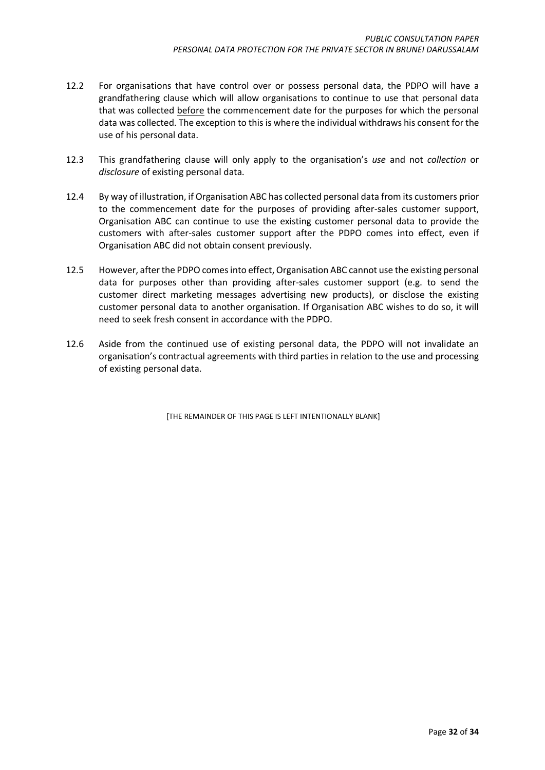12.2 For organisations that have control over or possess personal data, the PDPO will have a grandfathering clause which will allow organisations to continue to use that personal data that was collected <u>before</u> the commencement date for the purposes for which the personal data was collected. The exception to this is where the individual withdraws his consent for the use of his personal data.

12.3 This grandfathering clause will only apply to the organisation's *use* and not *collection* or *disclosure* of existing personal data.

12.4 By way of illustration, if Organisation ABC has collected personal data from its customers prior to the commencement date for the purposes of providing after-sales customer support, Organisation ABC can continue to use the existing customer personal data to provide the customers with after-sales customer support after the PDPO comes into effect, even if Organisation ABC did not obtain consent previously.

12.5 However, after the PDPO comes into effect, Organisation ABC cannot use the existing personal data for purposes other than providing after-sales customer support (e.g. to send the customer direct marketing messages advertising new products), or disclose the existing customer personal data to another organisation. If Organisation ABC wishes to do so, it will need to seek fresh consent in accordance with the PDPO.

12.6 Aside from the continued use of existing personal data, the PDPO will not invalidate an organisation's contractual agreements with third parties in relation to the use and processing of existing personal data.

[THE REMAINDER OF THIS PAGE IS LEFT INTENTIONALLY BLANK]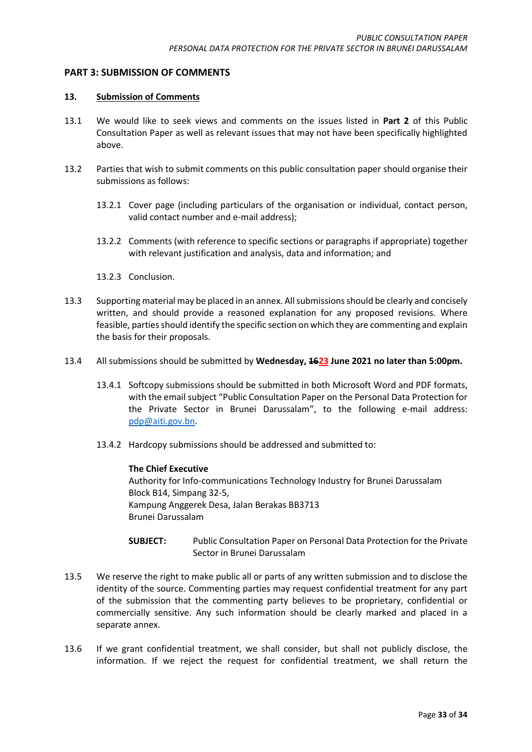## PART 3: SUBMISSION OF COMMENTS

### 13. Submission of Comments

13.1 We would like to seek views and comments on the issues listed in **Part 2** of this Public Consultation Paper as well as relevant issues that may not have been specifically highlighted above.

13.2 Parties that wish to submit comments on this public consultation paper should organise their submissions as follows:

13.2.1 Cover page (including particulars of the organisation or individual, contact person, valid contact number and e-mail address);

13.2.2 Comments (with reference to specific sections or paragraphs if appropriate) together with relevant justification and analysis, data and information; and

13.2.3 Conclusion.

13.3 Supporting material may be placed in an annex. All submissions should be clearly and concisely written, and should provide a reasoned explanation for any proposed revisions. Where feasible, parties should identify the specific section on which they are commenting and explain the basis for their proposals.

13.4 All submissions should be submitted by **Wednesday, ~~16~~23 June 2021 no later than 5:00pm.**

13.4.1 Softcopy submissions should be submitted in both Microsoft Word and PDF formats, with the email subject "Public Consultation Paper on the Personal Data Protection for the Private Sector in Brunei Darussalam", to the following e-mail address: pdp@aiti.gov.bn.

13.4.2 Hardcopy submissions should be addressed and submitted to:

**The Chief Executive**
Authority for Info-communications Technology Industry for Brunei Darussalam
Block B14, Simpang 32-5,
Kampung Anggerek Desa, Jalan Berakas BB3713
Brunei Darussalam

**SUBJECT:** Public Consultation Paper on Personal Data Protection for the Private Sector in Brunei Darussalam

13.5 We reserve the right to make public all or parts of any written submission and to disclose the identity of the source. Commenting parties may request confidential treatment for any part of the submission that the commenting party believes to be proprietary, confidential or commercially sensitive. Any such information should be clearly marked and placed in a separate annex.

13.6 If we grant confidential treatment, we shall consider, but shall not publicly disclose, the information. If we reject the request for confidential treatment, we shall return the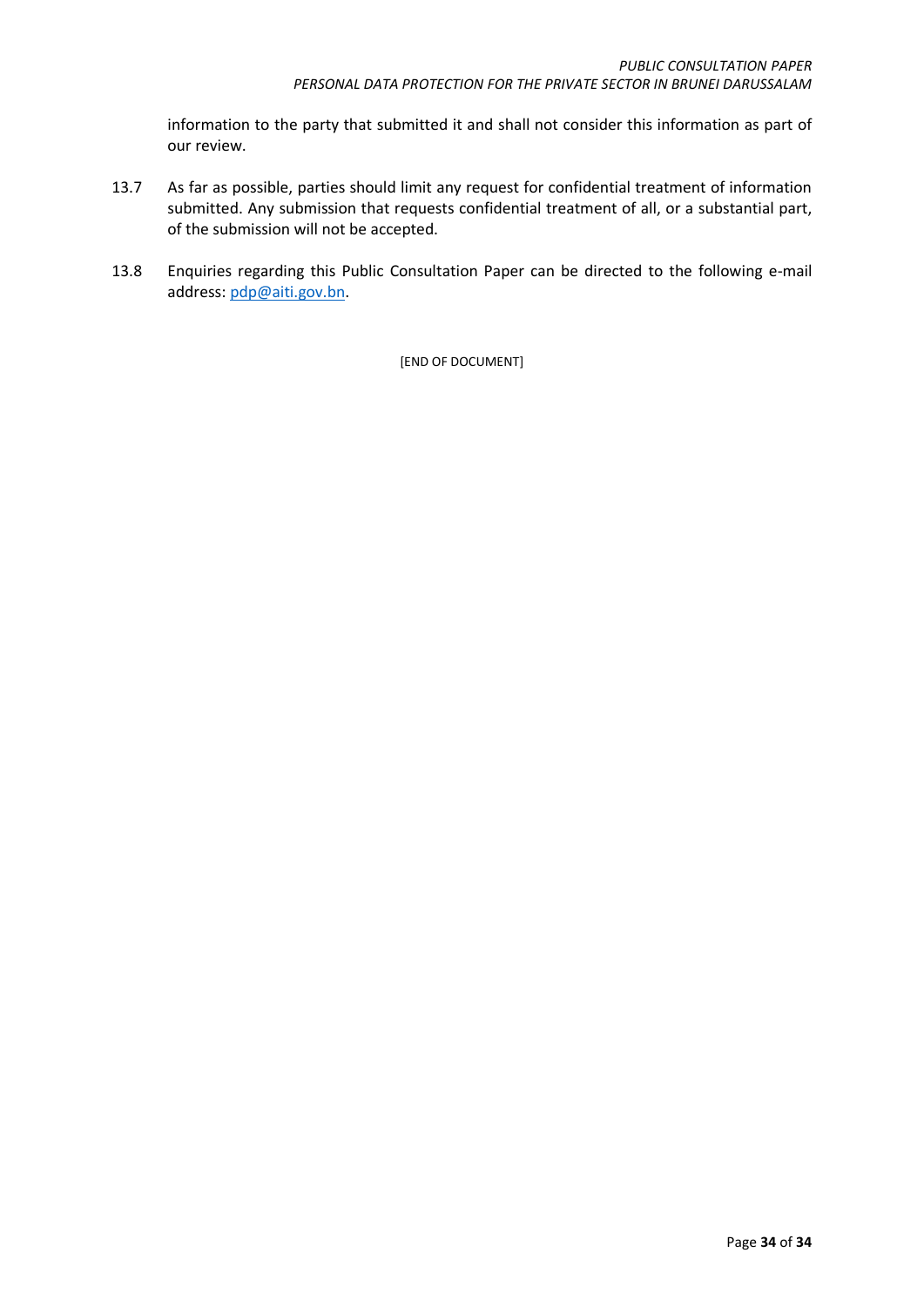information to the party that submitted it and shall not consider this information as part of our review.

13.7 As far as possible, parties should limit any request for confidential treatment of information submitted. Any submission that requests confidential treatment of all, or a substantial part, of the submission will not be accepted.

13.8 Enquiries regarding this Public Consultation Paper can be directed to the following e-mail address: pdp@aiti.gov.bn.

[END OF DOCUMENT]